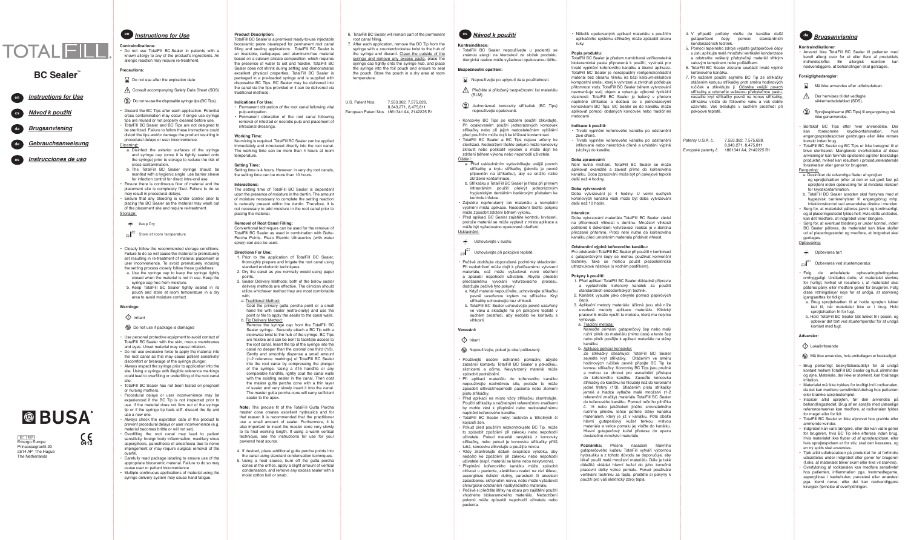# TOTALFILL

## BC Sealer™

- en *Instructions for Use*
- cs *Návod k použití*
- da *Brugsanvisning*
- de *Gebrauchsanweisung*
- es *Instrucciones de uso*

BUSA®

EC REP
Emergo Europe
Prinsessegracht 20
2514 AP The Hague
The Netherlands

CE 0413

## en *Instructions for Use*

**Contraindications:**

- Do not use TotalFill BC Sealer in patients with a known allergy to any of the product's ingredients. An allergic reaction may require re-treatment.

**Precautions:**

Do not use after the expiration date

Consult accompanying Safety Data Sheet (SDS)

Do not re-use the disposable syringe tips (BC Tips).

- Discard the BC Tips after each application. Potential cross contamination may occur if single use syringe tips are reused or not properly cleaned before use.
- TotalFill BC Sealer and BC Tips are not designed to be sterilized. Failure to follow these instructions could distort the tips and/or damage the product resulting in procedural delays or user inconvenience.

Cleaning:

a. Disinfect the exterior surfaces of the syringe and syringe cap (once it is tightly sealed onto the syringe) prior to storage to reduce the risk of cross-contamination.

b. The TotalFill BC Sealer syringe should be mantled with a hygienic single use barrier sleeve for infection control for direct intra-oral use.

- Ensure there is continuous flow of material and the placement site is completely filled. Failure to do so may result in procedural delays.
- Ensure that any bleeding is under control prior to placing the BC Sealer as the material may wash out of the placement site and require re-treatment.

Storage:

Keep Dry

Store at room temperature

- Closely follow the recommended storage conditions. Failure to do so will cause the material to prematurely set resulting in re-treatment of material placement or user inconvenience. To avoid prematurely inducing the setting process closely follow these guidelines:
  a. Use the syringe cap to keep the syringe tightly closed when the material is not in use. Keep the syringe cap free from moisture.
  b. Keep TotalFill BC Sealer tightly sealed in its pouch and store at room temperature in a dry area to avoid moisture contact.

**Warnings:**

Irritant

Do not use if package is damaged

- Use personal protective equipment to avoid contact of TotalFill BC Sealer with the skin, mucus membranes and eyes. Unset material may cause irritation.
- Do not use excessive force to apply the material into the root canal as this may cause patient sensitivity/discomfort or breakage of the syringe plunger.
- Always inspect the syringe prior to application into the site. Using a syringe with illegible reference markings could lead to overfilling or underfilling of the root canal site.
- TotalFill BC Sealer has not been tested on pregnant or nursing mothers.
- Procedural delays or user inconvenience may be experienced if the BC Tip is not inspected prior to use. If the material does not flow out of the syringe tip or if the syringe tip feels stiff, discard the tip and use a new one.
- Always check the expiration date of the product to prevent procedural delays or user inconvenience (e.g. material becomes brittle or will not set).
- Overfilling the root canal may lead to patient sensitivity, foreign body inflammation, maxillary sinus aspergillosis, paresthesia of anesthesia due to nerve impingement or may require surgical removal of the overfill.
- Carefully read package labeling to ensure use of the appropriate bioceramic material. Failure to do so may cause user or patient inconvenience.
- Multiple continuous applications of material using the syringe delivery system may cause hand fatigue.

**Product Description:**

TotalFill BC Sealer is a premixed ready-to-use injectable bioceramic paste developed for permanent root canal filling and sealing applications. TotalFill BC Sealer is an insoluble, radiopaque and aluminum-free material based on a calcium silicate composition, which requires the presence of water to set and harden. TotalFill BC Sealer does not shrink during setting and demonstrates excellent physical properties. TotalFill BC Sealer is packaged in a pre-loaded syringe and is supplied with disposable BC Tips. BC Sealer may be delivered into the canal via the tips provided or it can be delivered via traditional methods.

**Indications For Use:**

- Permanent obturation of the root canal following vital pulp-extirpation.
- Permanent obturation of the root canal following removal of infected or necrotic pulp and placement of intracanal dressings.

**Working Time:**

No mixing is required. TotalFill BC Sealer can be applied immediately and introduced directly into the root canal. The working time can be more than 4 hours at room temperature.

**Setting Time:**

Setting time is 4 hours. However, in very dry root canals, the setting time can be more than 10 hours.

**Interactions:**

The setting time of TotalFill BC Sealer is dependent upon the presence of moisture in the dentin. The amount of moisture necessary to complete the setting reaction is naturally present within the dentin. Therefore, it is not necessary to add moisture in the root canal prior to placing the material.

**Removal of Root Canal Filling:**

Conventional techniques can be used for the removal of TotalFill BC Sealer as used in combination with Gutta-Percha Points. Piezo Electric Ultrasonics (with water spray) can also be used.

**Directions For Use:**

1. Prior to the application of TotalFill BC Sealer, thoroughly prepare and irrigate the root canal using standard endodontic techniques.
2. Dry the canal as you normally would using paper points.
3. Sealer Delivery Methods: both of the below sealer delivery methods are effective. The clinician should utilize whichever method they are most comfortable with.
   a. Traditional Method:
   Coat the primary gutta percha point or a small hand file with sealer (extra-orally) and use the point or file to apply the sealer to the canal walls.
   b. Tip Delivery Method:
   Remove the syringe cap from the TotalFill BC Sealer syringe. Securely attach a BC Tip with a clockwise twist to the hub of the syringe. BC Tips are flexible and can be bent to facilitate access to the root canal. Insert the tip of the syringe into the canal no deeper than the coronal one third (1/3). Gently and smoothly dispense a small amount (1-2 reference markings) of TotalFill BC Sealer into the root canal by compressing the plunger of the syringe. Using a #15 handfile or any comparable handfile, lightly coat the canal walls with the existing sealer in the canal. Then coat the master gutta percha cone with a thin layer of sealer and very slowly insert it into the canal. The master gutta percha cone will carry sufficient sealer to the apex.

   **Note:** The precise fit of the TotalFill Gutta Percha master cone creates excellent hydraulics and for that reason it is recommended that the practitioner use a small amount of sealer. Furthermore, it is also important to insert the master cone very slowly to its final working length. If using a warm vertical technique, see the instructions for use for your powered heat source.
4. If desired, place additional gutta percha points into the canal using standard condensation techniques.
5. Using a heat source, burn off the gutta percha cones at the orifice, apply a slight amount of vertical condensation, and remove any excess sealer with a moist cotton ball or swab.
6. TotalFill BC Sealer will remain part of the permanent root canal filling.
7. After each application, remove the BC Tip from the syringe with a counterclockwise twist to the hub of the syringe and discard. Clean the outside of the syringe and remove any excess paste, place the syringe cap tightly onto the syringe hub, and place the syringe into the foil pouch and ensure to seal the pouch. Store the pouch in a dry area at room temperature.

U.S. Patent Nos. 7,553,362, 7,575,628, 8,343,271, 8,475,811
European Patent Nos. 1861341 A4, 2142225 B1

## cs *Návod k použití*

**Kontraindikace:**

- TotalFill BC Sealer nepoužívejte u pacientů se známou alergií na kteroukoli ze složek produktu. Alergická reakce může vyžadovat opakovanou léčbu.

**Bezpečnostní opatření:**

Nepoužívejte po uplynutí data použitelnosti.

Přečtěte si přiložený bezpečnostní list materiálu (BLM).

Jednorázové koncovky stříkaček (BC Tips) nepoužívejte opakovaně.

- Koncovky BC Tips po každém použití zlikvidujte. Při opakovaném použití jednorázových koncovek stříkačky nebo při jejich nedostatečném vyčištění před použitím může dojít ke křížové kontaminaci.
- TotalFill BC Sealer a BC Tips nejsou určeny ke sterilizaci. Nedodržení těchto pokynů může koncovky zkroutit nebo poškodit výrobek a může dojít ke zdržení během výkonu nebo nepohodlí uživatele.

Čištění:

a. Před uskladněním vydezinfikujte vnější povrch stříkačky a krytu stříkačky (jakmile je pevně připevněn na stříkačku), aby se snížilo riziko zkřížené kontaminace.

b. Stříkačku s TotalFill BC Sealer je třeba při přímém intraorálním použití překrýt jednorázovým hygienickým dentálním bariérovým přebalem ke kontrole infekce.

- Zajistěte nepřerušený tok materiálu a kompletní vyplnění místa aplikace. Nedodržení těchto pokynů může způsobit zdržení během výkonu.
- Před aplikací BC Sealer zajistěte kontrolu krvácení, protože materiál se může vyplavit z místa aplikace a může být vyžadováno opakované ošetření.

Uskladnění:

Uchovávejte v suchu

Uchovávejte při pokojové teplotě.

- Pečlivě dodržujte doporučené podmínky skladování. Při nedodržení může dojít k předčasnému vytvrzení materiálu, což může vyžadovat nové ošetření a způsobit nepohodlí uživatele. Abyste předešli předčasnému vyvolání vytvrzovacího procesu, dodržujte pečlivě tyto pokyny:
  a. Když materiál nepoužíváte, uchovávejte stříkačku pevně uzavřenou krytem na stříkačku. Kryt stříkačky uchovávejte bez vlhkosti.
  b. TotalFill BC Sealer uchovávejte pevně uzavřený ve vaku a skladujte ho při pokojové teplotě v suchém prostředí, aby nedošlo ke kontaktu s vlhkostí.

**Varování:**

Iritant

Nepoužívejte, pokud je obal poškozený.

- Používejte osobní ochranné pomůcky, abyste zabránili kontaktu TotalFill BC Sealer s pokožkou, sliznicemi a očima. Nevytvrzený materiál může způsobit podráždění.
- Při aplikaci materiálu do kořenového kanálku nepoužívejte nadměrnou sílu, protože to může způsobit citlivost/nepohodlí pacienta nebo zlomení pístu stříkačky.
- Před aplikací na místo vždy stříkačku zkontrolujte. Použití stříkačky s nečitelnými referenčními značkami by mohlo vést k přeplnění nebo nedostatečnému naplnění kořenového kanálku.
- TotalFill BC Sealer nebyl testován u těhotných či kojících žen.
- Pokud před použitím nezkontrolujete BC Tip, může to způsobit zpoždění při zákroku nebo nepohodlí uživatele. Pokud materiál nevytéká z koncovky stříkačky, nebo pokud je koncovka stříkačky příliš tuhá, koncovku zlikvidujte a použijte novou.
- Vždy zkontrolujte datum exspirace výrobku, aby nedošlo ke zpoždění při zákroku nebo nepohodlí uživatele (např. materiál se láme nebo nevytvrdne).
- Přeplnění kořenového kanálku může způsobit citlivost u pacienta, zánětlivou reakci na cizí těleso, aspergilózu čelistní dutiny, parestezii či anestezii způsobenou skřípnutím nervu, nebo může vyžadovat chirurgické odstranění nadbytečného materiálu.
- Pečlivě si přečtěte štítky na obalu pro zajištění použití vhodného biokeramického materiálu. Nedodržení pokynů může způsobit nepohodlí uživatele nebo pacienta.
- Několik opakovaných aplikací materiálu s použitím aplikačního systému stříkačky může způsobit únavu ruky.

**Popis produktu:**

TotalFill BC Sealer je předem namíchaná vstřikovatelná biokeramická pasta připravená k použití, vyvinutá pro trvalé vyplnění kořenového kanálku a těsnicí aplikace. TotalFill BC Sealer je nerozpustný rentgenokontrastní materiál bez obsahu hliníku na bázi kalcium-silikátové kompozitní směsi, který k vytvrzení a ztvrdnutí potřebuje přítomnost vody. TotalFill BC Sealer během vytvrzování nezmenšuje svůj objem a vykazuje výborné fyzikální vlastnosti. TotalFill BC Sealer je balený v předem naplněné stříkačce a dodává se s jednorázovými koncovkami BC Tips. BC Sealer se do kanálku může aplikovat pomocí dodaných koncovek nebo tradičními metodami.

**Indikace k použití:**

- Trvalé vyplnění kořenového kanálku po odstranění živé dřeně.
- Trvalé vyplnění kořenového kanálku po odstranění infikované nebo nekrotické dřeně a umístění výplně (vložky) do kanálku.

**Doba zpracování:**

Není nutné míchání. TotalFill BC Sealer se může aplikovat okamžitě a zavést přímo do kořenového kanálku. Doba zpracování může být při pokojové teplotě delší než 4 hodiny.

**Doba vytvrzování:**

Doba vytvrzování je 4 hodiny. U velmi suchých kořenových kanálků však může být doba vytvrzování delší než 10 hodin.

**Interakce:**

Doba vytvrzování materiálu TotalFill BC Sealer závisí na přítomnosti vlhkosti v dentinu. Množství vlhkosti potřebné k dokončení vytvrzovací reakce je v dentinu přirozeně přítomné. Proto není nutné do kořenového kanálku před umístěním materiálu přidávat vlhkost.

**Odstranění výplně kořenového kanálku:**

Pro odstranění TotalFill BC Sealer při použití v kombinaci s gutaperčovými čepy se mohou používat konvenční techniky. Také se mohou použít piezoelektrické ultrazvukové nástroje (s vodním postřikem).

**Pokyny k použití:**

1. Před aplikací TotalFill BC Sealer důkladně připravte a vypláchněte kořenový kanálek za použití standardních endodontických technik.
2. Kanálek vysušte jako obvykle pomocí papírových čepů.
3. Aplikační metody materiálu: účinné jsou obě níže uvedené metody aplikace materiálu. Klinický pracovník může využít tu metodu, která mu nejvíce vyhovuje.
   a. Tradiční metoda:
   Namočte primární gutaperčový čep nebo malý ruční pilník do materiálu (mimo ústa) a tento čep nebo pilník použijte k aplikaci materiálu na stěny kanálku.
   b. Aplikace pomocí koncovky:
   Ze stříkačky obsahující TotalFill BC Sealer sejměte kryt stříkačky. Otočením ve směru hodinových ručiček pevně připojte BC Tip ke konusu stříkačky. Koncovky BC Tips jsou pružné a mohou se ohnout pro usnadnění přístupu do kořenového kanálku. Zaveďte koncovku stříkačky do kanálku ne hlouběji než do koronální jedné třetiny (1/3). Stlačením pístu stříkačky jemně a hladce vytlačte malé množství (1-2 referenční značky) materiálu TotalFill BC Sealer do kořenového kanálku. Pomocí ručního pilníčku č. 15 nebo jakéhokoli jiného srovnatelného ručního pilníčku lehce potřete stěny kanálku materiálem, který je již v kanálku. Poté obalte hlavní gutaperčový kužel tenkou vrstvou materiálu a velice pomalu jej vložte do kanálku. Hlavní gutaperčový kužel přenese do apexu dostatečné množství materiálu.

   **Poznámka:** Přesné nasazení hlavního gutaperčového kuželu TotalFill vytváří výbornou hydrauliku a z tohoto důvodu se doporučuje, aby lékař použil malé množství materiálu. Dále je také důležité vkládat hlavní kužel do jeho konečné pracovní délky velice pomalu. Pokud používáte vertikální techniku za tepla, přečtěte si pokyny k použití pro váš elektrický zdroj tepla.
4. V případě potřeby vložte do kanálku další gutaperčové čepy pomocí standardních kondenzačních technik.
5. Pomocí tepelného zdroje vypalte gutaperčové čepy u ústí, aplikujte malé množství vertikální kondenzace a odstraňte veškerý přebytečný materiál vlhkým vatovým tamponem nebo polštářkem.
6. TotalFill BC Sealer zůstane součástí trvalé výplně kořenového kanálku.
7. Po každém použití sejměte BC Tip ze stříkačky otáčením konusu stříkačky proti směru hodinových ručiček a zlikvidujte ji. Očistěte vnější povrch stříkačky a odstraňte veškerou přebytečnou pastu, nasaďte kryt stříkačky pevně na konus stříkačky, stříkačku vložte do fóliového vaku a vak dobře uzavřete. Vak skladujte v suchém prostředí při pokojové teplotě.

Patenty U.S.A. č. 7,553,362, 7,575,628, 8,343,271, 8,475,811
Evropské patenty č. 1861341 A4, 2142225 B1

## da *Brugsanvisning*

**Kontraindikationer:**

- Anvend ikke TotalFill BC Sealer til patienter med kendt allergi over for et eller flere af produktets indholdsstoffer. En allergisk reaktion kan nødvendiggøre, at behandlingen skal gentages.

**Forsigtighedsregler:**

Må ikke anvendes efter udløbsdatoen.

Der henvises til det vedlagte sikkerhedsdatablad (SDS).

Sprøjtespidserne (BC Tips) til engangsbrug må ikke genanvendes.

- Bortskaf BC Tips efter hver anvendelse. Der kan forekomme krydskontamination, hvis engangssprøjtespidser genbruges eller ikke renses korrekt inden brug.
- TotalFill BC Sealer og BC Tips er ikke beregnet til at blive steriliseret. Manglende overholdelse af disse anvisninger kan forvride spidserne og/eller beskadige produktet, hvilket kan resultere i procedurerelaterede forsinkelser eller gener for brugeren.

Rengøring:

a. Desinficer de udvendige flader af sprøjten og sprøjtehætten (efter at den er sat godt fast på sprøjten) inden opbevaring for at mindske risikoen for krydskontamination.

b. TotalFill BC Sealer sprøjten skal forsynes med et hygiejnisk barriærehylster til engangsbrug mhp. infektionskontrol ved anvendelse direkte i munden.

- Sørg for, at materialet påføres jævnt og kontinuerligt, og at placeringsstedet fyldes helt. Hvis dette undlades, kan det medføre, at indgrebet varer længere.
- Sørg for, at eventuel blødning er under kontrol, inden BC Sealer påføres, da materialet kan blive skyllet ud af placeringsstedet og medføre, at indgrebet skal gentages.

Opbevaring:

Opbevares tørt

Opbevares ved stuetemperatur.

- Følg de anbefalede opbevaringsbetingelser omhyggeligt. Undlades dette, vil materialet størkne for hurtigt, hvilket vil resultere i, at materialet skal påføres påny, eller medføre gener for brugeren. Følg disse retningslinjer nøje for at undgå, at størkning igangsættes for tidligt:
  a. Brug sprøjtehætten til at holde sprøjten lukket tæt til, når materialet ikke er i brug. Hold sprøjtehætten fri for fugt.
  b. Hold TotalFill BC Sealer tæt lukket til i posen, og opbevar det tørt ved stuetemperatur for at undgå kontakt med fugt.

**Advarsler:**

Lokalirriterende

Må ikke anvendes, hvis emballagen er beskadiget.

- Brug personligt beskyttelsesudstyr for at undgå kontakt mellem TotalFill BC Sealer og hud, slimhinder og øjne. Materiale, der ikke er størknet, kan forårsage irritation.
- Materialet må ikke trykkes for kraftigt ind i rodkanalen, da det kan medføre sensitivitet/ubehag hos patienten eller brække sprøjtestemplet.
- Inspicér altid sprøjten, før den anvendes på behandlingsstedet. Brug af en sprøjte med ulæselige referencemærker kan medføre, at rodkanalen fyldes for meget eller for lidt.
- TotalFill BC Sealer er ikke afprøvet hos gravide eller ammende kvinder.
- Indgrebet kan vare længere, eller der kan være gener for brugeren, hvis BC Tip ikke efterses inden brug. Hvis materialet ikke flyder ud af sprøjtespidsen, eller hvis sprøjtespidsen er for stiv, skal den kasseres, og en ny spids skal anvendes.
- Tjek altid udløbsdatoen på produktet for at forhindre udsættelse under indgrebet eller gener for brugeren (f.eks. at materialet bliver skørt eller ikke vil størkne).
- Overfyldning af rodkanalen kan medføre sensitivitet hos patienten, inflammation pga. fremmedlegeme, aspergillose i kæbehulen, parestesi eller anæstesi pga. klemt nerve, eller det kan nødvendiggøre kirurgisk fjernelse af overfyldningen.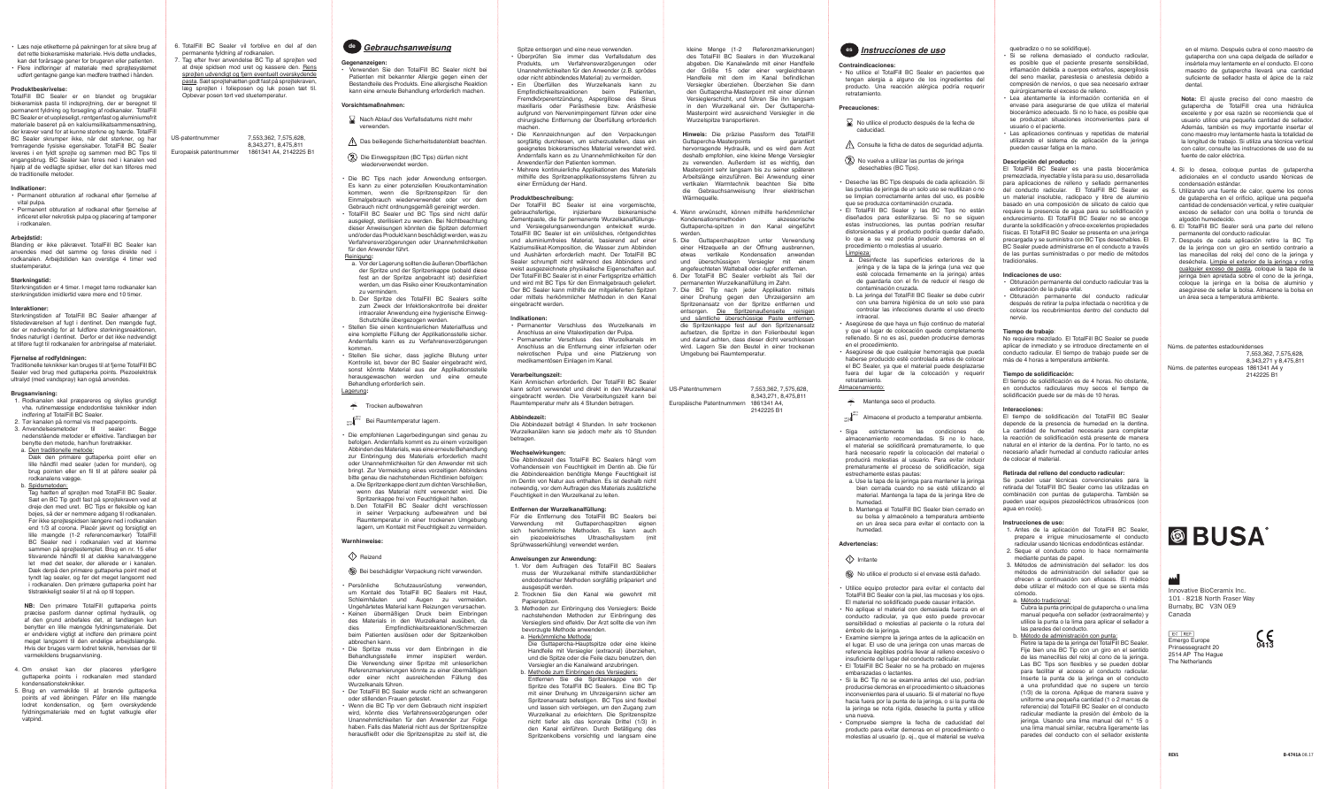- Læs nøje etiketterne på pakningen for at sikre brug af det rette biokeramiske materiale. Hvis dette undlades, kan det forårsage gener for brugeren eller patienten.
- Flere indtrænger af materiale med sprøjtesystemet udført gentagne gange kan medføre træthed i hånden.

**Produktbeskrivelse:**

TotalFill BC Sealer er en blandet og brugsklar biokeramisk pasta til indsprøjtning, der er beregnet til permanent fyldning og forsegling af rodkanaler. TotalFill BC Sealer er et uopløseligt, røntgenfast og aluminiumsfrit materiale baseret på en kalciumsilikatsammensætning, der kræver vand for at kunne størkne og hærde. TotalFill BC Sealer skrumper ikke, når det størkner, og har fremragende fysiske egenskaber. TotalFill BC Sealer leveres i en fyldt sprøjte og sammen med BC Tips til engangsbrug. BC Sealer kan føres ned i kanalen ved hjælp af de vedlagte spidser, eller det kan tilføres med de traditionelle metoder.

**Indikationer:**

- Permanent obturation af rodkanal efter fjernelse af vital pulpa.
- Permanent obturation af rodkanal efter fjernelse af inficeret eller nekrotisk pulpa og placering af tamponer i rodkanalen.

**Arbejdstid:**

Blanding er ikke påkrævet. TotalFill BC Sealer kan anvendes med det samme og føres direkte ned i rodkanalen. Arbejdstiden kan overstige 4 timer ved stuetemperatur.

**Størkningstid:**

Størkningstiden er 4 timer. I meget tørre rodkanaler kan størkningstiden imidlertid være mere end 10 timer.

**Interaktioner:**

Størkningstiden af TotalFill BC Sealer afhænger af tilstedeværelsen af fugt i dentinet. Den mængde fugt, der er nødvendig for at fuldføre størkningsreaktionen, findes naturligt i dentinet. Derfor er det ikke nødvendigt at tilføre fugt til rodkanalen før anbringelse af materialet.

**Fjernelse af rodfyldningen:**

Traditionelle teknikker kan bruges til at fjerne TotalFill BC Sealer ved brug med guttaperka points. Piezoelektrisk ultralyd (med vandspray) kan også anvendes.

**Brugsanvisning:**

1. Rodkanalen skal præpareres og skylles grundigt vha. rutinemæssige endodontiske teknikker inden indføring af TotalFill BC Sealer.
2. Tør kanalen på normal vis med paperpoints.
3. Anvendelsesmetoder til sealer: Begge nedenstående metoder er effektive. Tandlægen bør benytte den metode, han/hun foretrækker.
   a. Den traditionelle metode:
   Dæk den primære guttaperka point eller en lille håndfil med sealer (uden for munden), og brug pointen eller en fil til at påføre sealer på rodkanalens vægge.
   b. Sprøjtemetoden:
   Tag hætten af sprøjten med TotalFill BC Sealer. Sæt en BC Tip godt fast på sprøjtekraven ved at dreje den med uret. BC Tips er fleksible og kan bøjes, så der er nemmere adgang til rodkanalen. Før ikke sprøjtespidsen længere ned i rodkanalen end 1/3 af corona. Placér jævnt og forsigtigt en lille mængde (1-2 referencemærker) TotalFill BC Sealer ned i rodkanalen ved at klemme sammen på sprøjtestemplet. Brug en nr. 15 eller tilsvarende håndfil til at dække kanalvæggene let med det sealer, der allerede er i kanalen. Dæk derpå den primære guttaperka point med et tyndt lag sealer, og før det meget langsomt ned i rodkanalen. Den primære guttaperka point har tilstrækkeligt sealer til at nå op til toppen.

   **NB:** Den primære TotalFill guttaperka points præcise pasform danner optimal hydraulik, og af den grund anbefales det, at tandlægen kun benytter en lille mængde fyldningsmateriale. Det er endvidere vigtigt at indføre den primære point meget langsomt til den endelige arbejdslængde. Hvis der bruges varm lodret teknik, henvises der til varmekildens brugsanvisning.
4. Om ønsket kan der placeres yderligere guttaperka points i rodkanalen med standard kondensationsteknikker.
5. Brug en varmekilde til at brænde guttaperka points af ved åbningen. Påfør en lille mængde lodret kondensation, og fjern overskydende fyldningsmateriale med en fugtet vatkugle eller vatpind.
6. TotalFill BC Sealer vil forblive en del af den permanente fyldning af rodkanalen.
7. Tag efter hver anvendelse BC Tip af sprøjten ved at dreje spidsen mod uret og kassere den. Rens sprøjten udvendigt og fjern eventuelt overskydende pasta. Sæt sprøjtehætten godt fast på sprøjtekraven, læg sprøjten i folieposen og luk posen tæt til. Opbevar posen tørt ved stuetemperatur.

| | |
|---|---|
| US-patentnummer | 7,553,362, 7,575,628, 8,343,271, 8,475,811 |
| Europæisk patentnummer | 1861341 A4, 2142225 B1 |

## de Gebrauchsanweisung

**Gegenanzeigen:**

- Verwenden Sie den TotalFill BC Sealer nicht bei Patienten mit bekannter Allergie gegen einen der Bestandteile des Produkts. Eine allergische Reaktion kann eine erneute Behandlung erforderlich machen.

**Vorsichtsmaßnahmen:**

Nach Ablauf des Verfallsdatums nicht mehr verwenden.

Das beiliegende Sicherheitsdatenblatt beachten.

Die Einwegspitzen (BC Tips) dürfen nicht wiederverwendet werden.

- Die BC Tips nach jeder Anwendung entsorgen. Es kann zu einer potenziellen Kreuzkontamination kommen, wenn die Spritzenspitzen für den Einmalgebrauch wiederverwendet oder vor dem Gebrauch nicht ordnungsgemäß gereinigt werden.
- TotalFill BC Sealer und BC Tips sind nicht dafür ausgelegt, sterilisiert zu werden. Bei Nichtbeachtung dieser Anweisungen könnten die Spitzen deformiert und/oder das Produkt kann beschädigt werden, was zu Verfahrensverzögerungen oder Unannehmlichkeiten für den Anwender führt.
  Reinigung:
  a. Vor der Lagerung sollten die äußeren Oberflächen der Spritze und der Spritzenkappe (sobald diese fest an der Spritze angebracht ist) desinfiziert werden, um das Risiko einer Kreuzkontamination zu vermindern.
  b. Die Spritze des TotalFill BC Sealers sollte zum Zweck der Infektionskontrolle bei direkter intraoraler Anwendung eine hygienische Einweg-Schutzhülle übergezogen werden.
- Stellen Sie einen kontinuierlichen Materialfluss und eine komplette Füllung der Applikationsstelle sicher. Andernfalls kann es zu Verfahrensverzögerungen kommen.
- Stellen Sie sicher, dass jegliche Blutung unter Kontrolle ist, bevor der BC Sealer eingebracht wird, sonst könnte Material aus der Applikationsstelle herausgewaschen werden und eine erneute Behandlung erforderlich sein.

Lagerung:

Trocken aufbewahren

Bei Raumtemperatur lagern.

- Die empfohlenen Lagerbedingungen sind genau zu befolgen. Andernfalls kommt es zu einem vorzeitigen Abbinden des Materials, was eine erneute Behandlung zur Einbringung des Materials erforderlich macht oder Unannehmlichkeiten für den Anwender mit sich bringt. Zur Vermeidung eines vorzeitigen Abbindens bitte genau die nachstehenden Richtlinien befolgen:
  a. Die Spritzenkappe dient zum dichten Verschließen, wenn das Material nicht verwendet wird. Die Spritzenkappe frei von Feuchtigkeit halten.
  b. Den TotalFill BC Sealer dicht verschlossen in seiner Verpackung aufbewahren und bei Raumtemperatur in einer trockenen Umgebung lagern, um Kontakt mit Feuchtigkeit zu vermeiden.

**Warnhinweise:**

Reizend

Bei beschädigter Verpackung nicht verwenden.

- Persönliche Schutzausrüstung verwenden, um Kontakt des TotalFill BC Sealers mit Haut, Schleimhäuten und Augen zu vermeiden. Ungehärtetes Material kann Reizungen verursachen.
- Keinen übermäßigen Druck beim Einbringen des Materials in den Wurzelkanal ausüben, da dies Empfindlichkeitsreaktionen/Schmerzen beim Patienten auslösen oder der Spritzenkolben abbrechen kann.
- Die Spritze muss vor dem Einbringen in die Behandlungsstelle immer inspiziert werden. Die Verwendung einer Spritze mit unleserlichen Referenzmarkierungen könnte zu einer übermäßigen oder einer nicht ausreichenden Füllung des Wurzelkanals führen.
- Der TotalFill BC Sealer wurde nicht an schwangeren oder stillenden Frauen getestet.
- Wenn die BC Tip vor dem Gebrauch nicht inspiziert wird, könnte dies Verfahrensverzögerungen oder Unannehmlichkeiten für den Anwender zur Folge haben. Falls das Material nicht aus der Spritzenspitze herausfließt oder die Spritzenspitze zu steif ist, die Spitze entsorgen und eine neue verwenden.
- Überprüfen Sie immer das Verfallsdatum des Produkts, um Verfahrensverzögerungen oder Unannehmlichkeiten für den Anwender (z.B. sprödes oder nicht abbindendes Material) zu vermeiden.
- Ein Überfüllen des Wurzelkanals kann zu Empfindlichkeitsreaktionen beim Patienten, Fremdkörperentzündung, Aspergillose des Sinus maxillaris oder Parästhesie bzw. Anästhesie aufgrund von Nervenimpingement führen oder eine chirurgische Entfernung der Überfüllung erforderlich machen.
- Die Kennzeichnungen auf den Verpackungen sorgfältig durchlesen, um sicherzustellen, dass ein geeignetes biokeramisches Material verwendet wird. Andernfalls kann es zu Unannehmlichkeiten für den Anwender/für den Patienten kommen.
- Mehrere kontinuierliche Applikationen des Materials mithilfe des Spritzenapplikationssystems führen zu einer Ermüdung der Hand.

**Produktbeschreibung:**

Der TotalFill BC Sealer ist eine vorgemischte, gebrauchsfertige, injizierbare biokeramische Zementpaste, die für permanente Wurzelkanalfüllungs- und Versiegelungsanwendungen entwickelt wurde. TotalFill BC Sealer ist ein unlösliches, röntgendichtes und aluminiumfreies Material, basierend auf einer Kalziumsilikat-Komposition, die Wasser zum Abbinden und Aushärten erfordert. Der TotalFill BC Sealer schrumpft nicht während des Abbindens und weist ausgezeichnete physikalische Eigenschaften auf. Der TotalFill BC Sealer ist in einer Fertigspritze erhältlich und wird mit BC Tips für den Einmalgebrauch geliefert. Der BC Sealer kann mithilfe der mitgelieferten Spitzen oder mittels herkömmlicher Methoden in den Kanal eingebracht werden.

**Indikationen:**

- Permanenter Verschluss des Wurzelkanals im Anschluss an eine Vitalexstirpation der Pulpa.
- Permanenter Verschluss des Wurzelkanals im Anschluss an die Entfernung einer infizierten oder nekrotischen Pulpa und eine Platzierung von medikamentösen Einlagen im Kanal.

**Verarbeitungszeit:**

Kein Anmischen erforderlich. Der TotalFill BC Sealer kann sofort verwendet und direkt in den Wurzelkanal eingebracht werden. Die Verarbeitungszeit kann bei Raumtemperatur mehr als 4 Stunden betragen.

**Abbindezeit:**

Die Abbindezeit beträgt 4 Stunden. In sehr trockenen Wurzelkanälen kann sie jedoch mehr als 10 Stunden betragen.

**Wechselwirkungen:**

Die Abbindezeit des TotalFill BC Sealers hängt vom Vorhandensein von Feuchtigkeit im Dentin ab. Die für die Abbindereaktion benötigte Menge Feuchtigkeit ist im Dentin von Natur aus enthalten. Es ist deshalb nicht notwendig, vor dem Auftragen des Materials zusätzliche Feuchtigkeit in den Wurzelkanal zu leiten.

**Entfernen der Wurzelkanalfüllung:**

Für die Entfernung des TotalFill BC Sealers bei Verwendung mit Guttaperchaspitzen eignen sich herkömmliche Methoden. Es kann auch ein piezoelektrisches Ultraschallsystem (mit Sprühwasserkühlung) verwendet werden.

**Anweisungen zur Anwendung:**

1. Vor dem Auftragen des TotalFill BC Sealers muss der Wurzelkanal mithilfe standardmäßiger endodontischer Methoden sorgfältig präpariert und ausgespült werden.
2. Trocknen Sie den Kanal wie gewohnt mit Papierspitzen.
3. Methoden zur Einbringung des Versieglers: Beide nachstehenden Methoden zur Einbringung des Versieglers sind effektiv. Der Arzt sollte die von ihm bevorzugte Methode anwenden.
   a. Herkömmliche Methode:
   Die Guttapercha-Hauptspitze oder eine kleine Handfeile mit Versiegler (extraoral) überziehen, und die Spitze oder die Feile dazu benutzen, den Versiegler an die Kanalwand anzubringen.
   b. Methode zum Einbringen des Versieglers:
   Entfernen Sie die Spritzenkappe von der Spritze des TotalFill BC Sealers. Eine BC Tip mit einer Drehung im Uhrzeigersinn sicher am Spritzenansatz befestigen. BC Tips sind flexibel und lassen sich verbiegen, um den Zugang zum Wurzelkanal zu erleichtern. Die Spritzenspitze nicht tiefer als das koronale Drittel (1/3) in den Kanal einführen. Durch Betätigung des Spritzenkolbens vorsichtig und langsam eine kleine Menge (1-2 Referenzmarkierungen) des TotalFill BC Sealers in den Wurzelkanal abgeben. Die Kanalwände mit einer Handfeile der Größe 15 oder einer vergleichbaren Handfeile mit dem im Kanal befindlichen Versiegler überziehen. Überziehen Sie dann den Guttapercha-Masterpoint mit einer dünnen Versieglerschicht, und führen Sie ihn langsam in den Wurzelkanal ein. Der Guttapercha-Masterpoint wird ausreichend Versiegler in die Wurzelspitze transportieren.

   **Hinweis:** Die präzise Passform des TotalFill Guttapercha-Masterpoints garantiert hervorragende Hydraulik, und es wird dem Arzt deshalb empfohlen, eine kleine Menge Versiegler zu verwenden. Außerdem ist es wichtig, den Masterpoint sehr langsam bis zu seiner späteren Arbeitslänge einzuführen. Bei Anwendung einer vertikalen Wärmetechnik beachten Sie bitte die Gebrauchsanweisung Ihrer elektrischen Wärmequelle.
4. Wenn erwünscht, können mithilfe herkömmlicher Kondensationsmethoden akzessorische Guttapercha-spitzen in den Kanal eingeführt werden.
5. Die Guttaperchaspitzen unter Verwendung einer Hitzequelle an der Öffnung ausbrennen, etwas vertikale Kondensation anwenden und überschüssigen Versiegler mit einem angefeuchteten Wattebausch oder -tupfer entfernen.
6. Der TotalFill BC Sealer verbleibt als Teil der permanenten Wurzelkanalfüllung im Zahn.
7. Die BC Tip nach jeder Applikation mittels einer Drehung gegen den Uhrzeigersinn am Spritzenansatz von der Spritze entfernen und entsorgen. Die Spritzenaußenseite reinigen und sämtliche überschüssige Paste entfernen, die Spritzenkappe fest auf den Spritzenansatz aufsetzen, die Spritze in den Folienbeutel legen und darauf achten, dass dieser dicht verschlossen wird. Lagern Sie den Beutel in einer trockenen Umgebung bei Raumtemperatur.

| | |
|---|---|
| US-Patentnummern | 7,553,362, 7,575,628, 8,343,271, 8,475,811 |
| Europäische Patentnummern | 1861341 A4, 2142225 B1 |

## es Instrucciones de uso

**Contraindicaciones:**

- No utilice el TotalFill BC Sealer en pacientes que tengan alergia a alguno de los ingredientes del producto. Una reacción alérgica podría requerir retratamiento.

**Precauciones:**

No utilice el producto después de la fecha de caducidad.

Consulte la ficha de datos de seguridad adjunta.

No vuelva a utilizar las puntas de jeringa desechables (BC Tips).

- Deseche las BC Tips después de cada aplicación. Si las puntas de jeringa de un solo uso se reutilizan o no se limpian correctamente antes del uso, es posible que se produzca contaminación cruzada.
- El TotalFill BC Sealer y las BC Tips no están diseñados para esterilizarse. Si no se siguen estas instrucciones, las puntas podrían resultar distorsionadas y el producto podría quedar dañado, lo que a su vez podría producir demoras en el procedimiento o molestias al usuario.
  Limpieza:
  a. Desinfecte las superficies exteriores de la jeringa y de la tapa de la jeringa (una vez que esté colocada firmemente en la jeringa) antes de guardarla con el fin de reducir el riesgo de contaminación cruzada.
  b. La jeringa del TotalFill BC Sealer se debe cubrir con una barrera higiénica de un solo uso para controlar las infecciones durante el uso directo intraoral.
- Asegúrese de que haya un flujo continuo de material y que el lugar de colocación quede completamente rellenado. Si no es así, pueden producirse demoras en el procedimiento.
- Asegúrese de que cualquier hemorragia que pueda haberse producido esté controlada antes de colocar el BC Sealer, ya que el material puede desplazarse fuera del lugar de la colocación y requerir retratamiento.

Almacenamiento:

Mantenga seco el producto.

Almacene el producto a temperatura ambiente.

- Siga estrictamente las condiciones de almacenamiento recomendadas. Si no lo hace, el material se solidificará prematuramente, lo que hará necesario repetir la colocación del material o producirá molestias al usuario. Para evitar inducir prematuramente el proceso de solidificación, siga estrechamente estas pautas:
  a. Use la tapa de la jeringa para mantener la jeringa bien cerrada cuando no se esté utilizando el material. Mantenga la tapa de la jeringa libre de humedad.
  b. Mantenga el TotalFill BC Sealer bien cerrado en su bolsa y almacénelo a temperatura ambiente en un área seca para evitar el contacto con la humedad.

**Advertencias:**

Irritante

No utilice el producto si el envase está dañado.

- Utilice equipo protector para evitar el contacto del TotalFill BC Sealer con la piel, las mucosas y los ojos. El material no solidificado puede causar irritación.
- No aplique el material con demasiada fuerza en el conducto radicular, ya que esto puede provocar sensibilidad o molestias al paciente o la rotura del émbolo de la jeringa.
- Examine siempre la jeringa antes de la aplicación en el lugar. El uso de una jeringa con unas marcas de referencia ilegibles podría llevar al relleno excesivo o insuficiente del lugar del conducto radicular.
- El TotalFill BC Sealer no se ha probado en mujeres embarazadas o lactantes.
- Si la BC Tip no se examina antes del uso, podrían producirse demoras en el procedimiento o situaciones inconvenientes para el usuario. Si el material no fluye hacia fuera por la punta de la jeringa, o si la punta de la jeringa se nota rígida, deseche la punta y utilice una nueva.
- Compruebe siempre la fecha de caducidad del producto para evitar demoras en el procedimiento o molestias al usuario (p. ej., que el material se vuelva quebradizo o no se solidifique).
- Si se rellena demasiado el conducto radicular, es posible que el paciente presente sensibilidad, inflamación debida a cuerpos extraños, aspergilosis del seno maxilar, parestesia o anestesia debido a compresión de nervios, o que sea necesario extraer quirúrgicamente el exceso de relleno.
- Lea atentamente la información contenida en el envase para asegurarse de que utiliza el material biocerámico adecuado. Si no lo hace, es posible que se produzcan situaciones inconvenientes para el usuario o el paciente.
- Las aplicaciones continuas y repetidas de material utilizando el sistema de aplicación de la jeringa pueden causar fatiga en la mano.

**Descripción del producto:**

El TotalFill BC Sealer es una pasta biocerámica premezclada, inyectable y lista para su uso, desarrollada para aplicaciones de relleno y sellado permanentes del conducto radicular. El TotalFill BC Sealer es un material insoluble, radiopaco y libre de aluminio basado en una composición de silicato de calcio que requiere la presencia de agua para su solidificación y endurecimiento. El TotalFill BC Sealer no se encoge durante la solidificación y ofrece excelentes propiedades físicas. El TotalFill BC Sealer se presenta en una jeringa precargada y se suministra con BC Tips desechables. El BC Sealer puede administrarse en el conducto a través de las puntas suministradas o por medio de métodos tradicionales.

**Indicaciones de uso:**

- Obturación permanente del conducto radicular tras la extirpación de la pulpa vital.
- Obturación permanente del conducto radicular después de retirar la pulpa infectada o necrótica y de colocar los recubrimientos dentro del conducto del nervio.

**Tiempo de trabajo:**

No requiere mezclado. El TotalFill BC Sealer se puede aplicar de inmediato y se introduce directamente en el conducto radicular. El tiempo de trabajo puede ser de más de 4 horas a temperatura ambiente.

**Tiempo de solidificación:**

El tiempo de solidificación es de 4 horas. No obstante, en conductos radiculares muy secos el tiempo de solidificación puede ser de más de 10 horas.

**Interacciones:**

El tiempo de solidificación del TotalFill BC Sealer depende de la presencia de humedad en la dentina. La cantidad de humedad necesaria para completar la reacción de solidificación está presente de manera natural en el interior de la dentina. Por lo tanto, no es necesario añadir humedad al conducto radicular antes de colocar el material.

**Retirada del relleno del conducto radicular:**

Se pueden usar técnicas convencionales para la retirada del TotalFill BC Sealer como las utilizadas en combinación con puntas de gutapercha. También se pueden usar equipos piezoeléctricos ultrasónicos (con agua en rocío).

**Instrucciones de uso:**

1. Antes de la aplicación del TotalFill BC Sealer, prepare e irrigue minuciosamente el conducto radicular usando técnicas endodónticas estándar.
2. Seque el conducto como lo hace normalmente mediante puntas de papel.
3. Métodos de administración del sellador: los dos métodos de administración del sellador que se ofrecen a continuación son eficaces. El médico debe utilizar el método con el que se sienta más cómodo.
   a. Método tradicional:
   Cubra la punta principal de gutapercha o una lima manual pequeña con sellador (extraoralmente) y utilice la punta o la lima para aplicar el sellador a las paredes del conducto.
   b. Método de administración con punta:
   Retire la tapa de la jeringa del TotalFill BC Sealer. Fije bien una BC Tip con un giro en el sentido de las manecillas del reloj al cono de la jeringa. Las BC Tips son flexibles y se pueden doblar para facilitar el acceso al conducto radicular. Inserte la punta de la jeringa en el conducto a una profundidad que no supere un tercio (1/3) de la corona. Aplique de manera suave y uniforme una pequeña cantidad (1 o 2 marcas de referencia) del TotalFill BC Sealer en el conducto radicular mediante la presión del émbolo de la jeringa. Usando una lima manual del n.° 15 o una lima manual similar, recubra ligeramente las paredes del conducto con el sellador existente en el mismo. Después cubra el cono maestro de gutapercha con una capa delgada de sellador e insértela muy lentamente en el conducto. El cono maestro de gutapercha llevará una cantidad suficiente de sellador hasta el ápice de la raíz dental.

   **Nota:** El ajuste preciso del cono maestro de gutapercha de TotalFill crea una hidráulica excelente y por esa razón se recomienda que el usuario utilice una pequeña cantidad de sellador. Además, también es muy importante insertar el cono maestro muy lentamente hasta la totalidad de la longitud de trabajo. Si utiliza una técnica vertical con calor, consulte las instrucciones de uso de su fuente de calor eléctrica.
4. Si lo desea, coloque puntas de gutapercha adicionales en el conducto usando técnicas de condensación estándar.
5. Utilizando una fuente de calor, queme los conos de gutapercha en el orificio, aplique una pequeña cantidad de condensación vertical, y retire cualquier exceso de sellador con una bolita o torunda de algodón humedecido.
6. El TotalFill BC Sealer será una parte del relleno permanente del conducto radicular.
7. Después de cada aplicación retire la BC Tip de la jeringa con un giro en sentido contrario a las manecillas del reloj del cono de la jeringa y deséchela. Limpie el exterior de la jeringa y retire cualquier exceso de pasta, coloque la tapa de la jeringa bien apretada sobre el cono de la jeringa, coloque la jeringa en la bolsa de aluminio y asegúrese de sellar la bolsa. Almacene la bolsa en un área seca a temperatura ambiente.

| | |
|---|---|
| Núms. de patentes estadounidenses | 7,553,362, 7,575,628, 8,343,271 y 8,475,811 |
| Núms. de patentes europeas | 1861341 A4 y 2142225 B1 |

BUSA

Innovative BioCeramix Inc.
101 - 8218 North Fraser Way
Burnaby, BC V3N 0E9
Canada

EC REP
Emergo Europe
Prinsessegracht 20
2514 AP The Hague
The Netherlands

CE 0413

REV1 B-4741A 06.17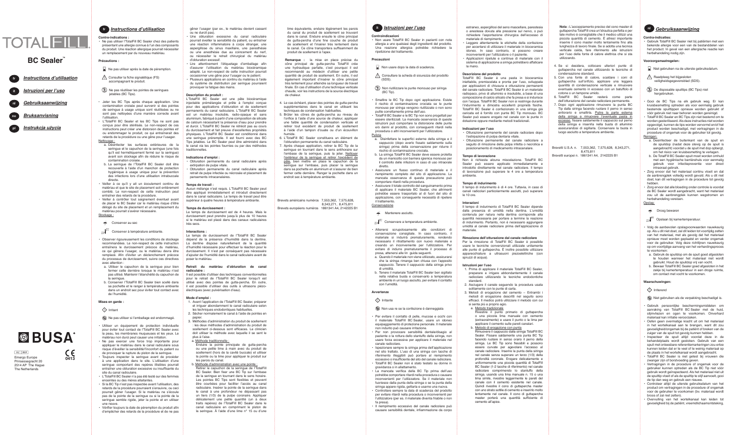# TOTALFILL®

## BC Sealer™

- fr *Instructions d'utilisation*
- it *Istruzioni per l'uso*
- nl *Gebruiksaanwijzing*
- no *Bruksanvisning*
- pl *Instrukcja użycia*

BUSA®

EC REP
Emergo Europe
Prinsessegracht 20
2514 AP The Hague
The Netherlands

CE 0413

## fr *Instructions d'utilisation*

**Contre-indications :**

- Ne pas utiliser l'TotalFill BC Sealer chez des patients présentant une allergie connue à l'un des composants du produit. Une réaction allergique pourrait nécessiter un remplacement par du nouveau matériau.

**Précautions :**

Ne pas utiliser après la date de péremption.

Consulter la fiche signalétique (FS) accompagnant le produit.

Ne pas réutiliser les pointes de seringues jetables (BC Tips).

- Jeter les BC Tips après chaque application. Une contamination croisée peut survenir si des pointes de seringue à usage unique sont réutilisées ou ne sont pas nettoyées d'une manière correcte avant l'utilisation.
- L'TotalFill BC Sealer et les BC Tips ne sont pas conçus pour être stérilisés. Le non-respect de ces instructions peut créer une distorsion des pointes et/ ou endommager le produit, ce qui entraînerait des retards de la procédure ou une gêne pour l'usager.

Nettoyage :

a. Désinfecter les surfaces extérieures de la seringue et le capuchon de la seringue (une fois qu'il est hermétiquement fermé sur la seringue) avant son stockage afin de réduire le risque de contamination croisée.

b. La seringue de l'TotalFill BC Sealer doit être recouverte à l'aide d'un manchon de protection hygiénique à usage unique pour la prévention des infections lors d'une utilisation intrabuccale directe.

- Veiller à ce qu'il y ait un écoulement continu de matériau et que le site de placement soit entièrement comblé. Le non-respect de cette instruction peut entraîner des retards de la procédure.
- Veiller à contrôler tout saignement éventuel avant de placer le BC Sealer car le matériau risque d'être délogé du site de placement et un remplacement du matériau pourrait s'avérer nécessaire.

Stockage :

Conserver au sec

Conserver à température ambiante.

- Observer rigoureusement les conditions de stockage recommandées. Le non-respect de cette instruction entraînera le durcissement précoce du matériau, ce qui gênera l'usager, ou le matériau devra être remplacé. Afin d'éviter un déclenchement précoce du processus de durcissement, suivre ces directives avec attention :

a. Utiliser le capuchon de la seringue pour bien fermer cette dernière lorsque le matériau n'est pas utilisé. Maintenir l'étanchéité du capuchon de la seringue.

b. Conserver l'TotalFill BC Sealer bien scellé dans sa pochette et le ranger à température ambiante dans un endroit sec pour éviter tout contact avec de l'humidité.

**Mises en garde :**

Irritant

Ne pas utiliser si l'emballage est endommagé.

- Utiliser un équipement de protection individuelle pour éviter tout contact de l'TotalFill BC Sealer avec la peau, les membranes muqueuses et les yeux. Le matériau non durci peut causer une irritation.
- Ne pas exercer une force trop importante pour appliquer le matériau dans le canal radiculaire sous risque d'éveiller la sensibilité/l'inconfort du patient ou de provoquer la rupture du piston de la seringue.
- Toujours inspecter la seringue avant de procéder à une application dans le site. L'utilisation d'une seringue comportant des repères illisibles pourrait entraîner une obturation excessive ou insuffisante du site du canal radiculaire.
- L'TotalFill BC Sealer n'a pas été testé sur des femmes enceintes ou des mères allaitantes.
- Si la BC Tip n'est pas inspectée avant l'utilisation, des retards de la procédure pourraient s'ensuivre, ou ceci pourrait gêner l'usager. Si le matériau ne s'écoule pas de la pointe de la seringue ou si la pointe de la seringue semble rigide, jeter la pointe et en utiliser une neuve.
- Vérifier toujours la date de péremption du produit afin d'empêcher des retards de la procédure et de ne pas gêner l'usager (par ex., le matériau devient cassant ou ne durcit pas).
- Une obturation excessive du canal radiculaire pourrait éveiller la sensibilité du patient, ou entraîner une réaction inflammatoire à corps étranger, une aspergillose du sinus maxillaire, une paresthésie ou une anesthésie due au coincement du nerf, ou nécessiter le retrait chirurgical du matériau d'obturation excessif.
- Lire attentivement l'étiquetage d'emballage afin d'assurer l'utilisation du matériau biocéramique adapté. Le non-respect de cette instruction pourrait occasionner une gêne pour l'usager ou le patient.
- Plusieurs applications en continu du matériau à l'aide du système de distribution par seringue pourraient provoquer la fatigue des mains.

**Description du produit :**

L'TotalFill BC Sealer est une pâte biocéramique injectable prémélangée et prête à l'emploi conçue pour des applications d'obturation et de scellement permanents du canal radiculaire. L'TotalFill BC Sealer est un matériau insoluble, radio-opaque et sans aluminium, fabriqué à partir d'une composition de silicate de calcium nécessitant la présence d'eau pour prendre et durcir. L'TotalFill BC Sealer ne rétrécit pas au cours du durcissement et fait preuve d'excellentes propriétés physiques. L'TotalFill BC Sealer est conditionné dans une seringue préremplie. Il est fourni avec des BC Tips jetables. Le BC Sealer peut être administré dans le canal via les pointes fournies ou par des méthodes traditionnelles.

**Indications d'emploi :**

- Obturation permanente du canal radiculaire après extirpation de pulpe vitale.
- Obturation permanente du canal radiculaire après retrait de pulpe infectée ou nécrosée et placement de pansements intracanalaires.

**Temps de travail :**

Aucun mélange n'est requis. L'TotalFill BC Sealer peut être appliqué immédiatement et introduit directement dans le canal radiculaire. Le temps de travail peut être supérieur à quatre heures à température ambiante.

**Temps de durcissement :**

Le temps de durcissement est de 4 heures. Mais le durcissement peut prendre jusqu'à plus de 10 heures si le matériau est placé dans des canaux radiculaires très secs.

**Interactions :**

Le temps de durcissement de l'TotalFill BC Sealer dépend de la présence d'humidité dans la dentine. La dentine dispose naturellement de la quantité d'humidité nécessaire pour effectuer la réaction pour le durcissement. Il n'est par conséquent pas nécessaire d'ajouter de l'humidité dans le canal radiculaire avant de poser le matériau.

**Retrait du matériau d'obturation de canal radiculaire :**

Il est possible d'utiliser des techniques conventionnelles pour le retrait de l'TotalFill BC Sealer lorsqu'il est utilisé avec des pointes de gutta-percha. En outre, il est possible d'utiliser des outils à ultrasons piézo-électriques (avec pulvérisation d'eau).

**Mode d'emploi :**

1. Avant l'application de l'TotalFill BC Sealer, préparer et irriguer abondamment le canal radiculaire selon les techniques endodontiques habituelles.
2. Sécher normalement le canal à l'aide de pointes en papier.
3. Méthodes d'administration du produit de scellement : les deux méthodes d'administration du produit de scellement ci-dessous sont efficaces. Le clinicien doit utiliser la méthode avec laquelle il se sent le plus à l'aise.

a. Méthode traditionnelle :
Enduire la pointe principale de gutta-percha ou une petite lime à main avec du produit de scellement (hors de la cavité buccale) et utiliser la pointe ou la lime pour appliquer le produit sur les parois du canal.

b. Méthode d'administration avec une pointe :
Retirer le capuchon de la seringue de l'TotalFill BC Sealer. Bien fixer une BC Tip sur l'embase de la seringue en tournant dans le sens horaire. Les pointes BC Tips sont flexibles et peuvent être courbées pour faciliter l'accès au canal radiculaire. Insérer la pointe de la seringue dans le canal à une profondeur ne dépassant pas un tiers (1/3) de la pulpe coronaire. Appliquer délicatement une petite quantité (un à deux traits repères) de l'TotalFill BC Sealer dans le canal radiculaire en comprimant le piston de la seringue. À l'aide d'une lime n° 15 ou d'une lime équivalente, enduire légèrement les parois du canal de produit de scellement se trouvant dans le canal. Enduire ensuite le cône principal de gutta-percha d'une fine couche de produit de scellement et l'insérer très lentement dans le canal. Ce cône transportera suffisamment de produit de scellement à l'apex.

**Remarque :** la mise en place précise du cône principal de gutta-percha TotalFill crée une hydraulique parfaite, c'est pourquoi il est recommandé au médecin d'utiliser une petite quantité de produit de scellement. En outre, il est également important d'insérer le cône principal très lentement pour atteindre sa longueur de travail finale. En cas d'utilisation d'une technique verticale chaude, voir les instructions de la source électrique de chaleur.

4. Le cas échéant, placer des pointes de gutta-percha supplémentaires dans le canal en utilisant les techniques de condensation habituelles.
5. Brûler les cônes de gutta-percha au niveau de l'orifice à l'aide d'une source de chaleur, appliquer une faible quantité de condensation verticale et retirer tout excédent de produit de scellement à l'aide d'un tampon d'ouate ou d'un écouvillon humide.
6. L'TotalFill BC Sealer constituera un élément de l'obturation permanente du canal radiculaire.
7. Après chaque application, retirer la BC Tip de la seringue en tournant dans le sens antihoraire sur l'embase de la seringue, puis la jeter. Nettoyer l'extérieur de la seringue et retirer l'excédent de pâte, bien mettre en place le capuchon de la seringue sur l'embase, puis placer la seringue dans sa pochette en aluminium et s'assurer de bien fermer cette dernière. Ranger la pochette dans un endroit sec à température ambiante.

Brevets américains numéros 7,553,362, 7,575,628, 8,343,271, 8,475,811
Brevets européens numéros 1861341 A4, 2142225 B1

## it *Istruzioni per l'uso*

**Controindicazioni**

- Non usare TotalFill BC Sealer in pazienti con nota allergia a uno qualsiasi degli ingredienti del prodotto. Una reazione allergica potrebbe richiedere la ripetizione del trattamento.

**Precauzioni**

Non usare dopo la data di scadenza.

Consultare la scheda di sicurezza del prodotto (SDS).

Non riutilizzare le punte monouso per siringa (BC Tip).

- Smaltire le BC Tip dopo ogni applicazione. Esiste il rischio di contaminazione crociata se le punte monouso per siringa vengono riutilizzate o non sono pulite correttamente prima dell'uso.
- TotalFill BC Sealer e le BC Tip non sono progettati per essere sterilizzati. La mancata osservanza di queste istruzioni può comportare la distorsione delle punte e/o danni al prodotto, con conseguenti ritardi nella procedura o altri inconvenienti per l'utilizzatore.

Pulizia

a. Disinfettare le superfici esterne della siringa e il cappuccio (dopo averlo fissato saldamente sulla siringa) prima della conservazione per ridurre il rischio di contaminazione crociata.

b. La siringa TotalFill BC Sealer deve essere protetta da un manicotto con barriera igienica monouso per il controllo delle infezioni in caso di uso intraorale diretto.

- Assicurare un flusso continuo di materiale e il riempimento completo del sito di applicazione. La mancata osservanza di questa precauzione può comportare ritardi nella procedura.
- Assicurare il totale controllo del sanguinamento prima di applicare il materiale BC Sealer, che altrimenti potrebbe essere trasportato al di fuori del sito di applicazione, con conseguente necessità di ripetere il trattamento.

Conservazione

Mantenere asciutto.

Conservare a temperatura ambiente.

- Attenersi scrupolosamente alle condizioni di conservazione consigliate. In caso contrario, il materiale si indurirà prematuramente, rendendo necessario il rifacimento con nuovo materiale e creando un inconveniente per l'utilizzatore. Per evitare di indurre prematuramente il processo di presa, attenersi alle lin guida seguenti.

a. Quando il materiale non viene utilizzato, assicurarsi che la siringa rimanga ben chiusa con l'apposito cappuccio. Tenere il cappuccio della siringa privo di umidità.

b. Tenere il materiale TotalFill BC Sealer ben sigillato nella relativa busta e conservarlo a temperatura ambiente in un luogo asciutto, per evitare il contatto con l'umidità.

**Avvertenze**

Irritante

Non usa re se la confezione è danneggiata

- Per evitare il contatto di pelle, mucose e occhi con il materiale TotalFill BC Sealer, usare un idoneo equipaggiamento di protezione personale. Il materiale non indurito può causare irritazione.
- Per non provocare sensibilità dentale/disagio al paziente o la rottura dello stantuffo della siringa, non usare forza eccessiva per applicare il materiale nel canale radicolare.
- Ispezionare sempre la siringa prima dell'applicazione nel sito trattato. L'uso di una siringa con tacche di riferimento illeggibili può portare al riempimento eccessivo o insufficiente del sito del canale radicolare.
- TotalFill BC Sealer non è stato testato su donne in gravidanza o in allattamento.
- La mancata verifica della BC Tip prima dell'uso potrebbe comportare ritardi nella procedura o causare inconvenienti per l'utilizzatore. Se il materiale non fuoriesce dalla punta della siringa o se la punta della siringa appare rigida, gettarla e usarne una nuova.
- Controllare sempre la data di scadenza del prodotto per evitare ritardi nella procedura o inconvenienti per l'utilizzatore (per es. il materiale diventa fragile o non fa presa).
- Il riempimento eccessivo del canale radicolare può causare sensibilità dentale, infiammazione da corpo estraneo, aspergillosi del seno mascellare, parestesia o anestesia dovuta alla pressione sul nervo, o può richiedere l'asportazione chirurgica dell'eccesso di materiale di riempimento.
- Leggere attentamente le etichette della confezione per accertarsi di utilizzare il materiale in bioceramica idoneo. In caso contrario, si possono creare inconvenienti per l'utilizzatore o il paziente.
- Applicazioni ripetute e continue di materiale con il sistema di applicazione a siringa potrebbero affaticare la mano.

**Descrizione del prodotto**

TotalFill BC Sealer è una pasta in bioceramica iniettabile, premiscelata e pronta per l'uso, sviluppata per applicazioni di chiusura e otturazione permanente del canale radicolare. TotalFill BC Sealer è un materiale radiopaco, privo di alluminio e insolubile, a base di una composizione di calcio silicato che fa presa e si indurisce con l'acqua. TotalFill BC Sealer non si restringe durante l'indurimento e dimostra eccellenti proprietà fisiche. TotalFill BC Sealer è confezionato in una siringa già caricata ed è fornito con punte BC Tip monouso. BC Sealer può essere erogato nel canale con le punte in dotazione oppure mediante metodi tradizionali.

**Indicazioni per l'uso**

- Otturazione permanente del canale radicolare dopo l'estirpazione di polpa dentaria vitale.
- Otturazione permanente del canale radicolare a seguito di rimozione della polpa infetta o necrotica e posizionamento di medicamento intracanalare.

**Tempo di lavorazione**

Non è richiesta alcuna miscelazione. TotalFill BC Sealer può essere applicato immediatamente e introdotto direttamente nel canale radicolare. Il tempo di lavorazione può superare le 4 ore a temperatura ambiente.

**Tempo di indurimento**

Il tempo di indurimento è di 4 ore. Tuttavia, in caso di canali radicolari particolarmente asciutti, può superare le 10 ore.

**Interazioni**

Il tempo di indurimento di TotalFill BC Sealer dipende dalla presenza di umidità nella dentina. L'umidità contenuta per natura nella dentina corrisponde alla quantità necessaria per portare a termine la reazione di indurimento. Pertanto, non è necessario aggiungere umidità al canale radicolare prima dell'applicazione di materiale.

**Rimozione dell'otturazione dal canale radicolare**

Per la rimozione di TotalFill BC Sealer è possibile usare le tecniche convenzionali utilizzate unitamente alle punte di guttaperca. È inoltre possibile utilizzare apparecchiature a ultrasuoni piezoelettriche (con spruzzi di acqua).

**Istruzioni per l'uso**

1. Prima di applicare il materiale TotalFill BC Sealer, preparare e irrigare abbondantemente il canale radicolare utilizzando le tecniche endodontiche standard.
2. Asciugare il canale seguendo la procedura usata solitamente con le punte di carta.
3. Metodi di erogazione del cemento – Entrambi i metodi di erogazione descritti nel seguito sono efficaci. Il medico potrà utilizzare il metodo con cui si senta più a proprio agio.

a. Metodo tradizionale
Rivestire il punto primario di guttaperca o una piccola lima manuale con cemento (extraoralmente) e usare il punto o la lima per applicare il cemento sulle pareti canalari.

b. Metodo di erogazione con punta
Rimuovere il cappuccio dalla siringa TotalFill BC Sealer. Fissare saldamente una punta BC Tip facendo ruotare in senso orario il perno della siringa. Le BC Tip sono flessibili e possono essere curvate per agevolare l'accesso al canale radicolare. Inserire la punta della siringa nel canale senza superare un terzo (1/3) della profondità coronale. Erogare delicatamente e uniformemente una piccola quantità di TotalFill BC Sealer (1-2 tacche di riferimento) nel canale radicolare comprimendo lo stantuffo della siringa. usando una lima manuale n. 15 o una lima simile, rivestire leggermente le pareti del canale con il cemento esistente nel canale. Quindi rivestire il cono di guttaperca master con uno strato sottile di cemento e inserirlo molto lentamente nel canale. Il cono di guttaperca master porterà una quantità sufficiente di cemento all'apice.

**Nota :** L'accoppiamento preciso del cono master di guttaperca TotalFill crea un'idraulica perfetta e per tale motivo è consigliabile che il medico utilizzi una piccola quantità di cemento. È altresì importante inserire il cono master molto lentamente fino alla lunghezza di lavoro finale. Se si adotta una tecnica verticale calda, fare riferimento alle istruzioni per l'uso della fonte di calore elettrica che si sta utilizzando.

4. Se si desidera, collocare ulteriori punte di guttaperca nel canale utilizzando le tecniche di condensazione standard.
5. Con una fonte di calore, scaldare i coni di guttaperca sull'orifizio, applicare una leggera quantità di condensazione verticale e rimuovere eventuale cemento in eccesso con un batuffolo di cotone o un tampone umido.
6. TotalFill BC Sealer resterà come parte dell'otturazione del canale radicolare permanente.
7. Dopo ogni applicazione rimuovere la punta BC Tip dalla siringa facendo ruotare il perno in senso antiorario e smaltirla. Pulire la parte esterna della siringa e rimuovere l'eventuale pasta in eccesso, fissare saldamente il cappuccio sul perno della siringa e inserirla nella busta di alluminio assicurandosi di sigillarla. Conservare la busta in luogo asciutto a temperatura ambiente.

Brevetti U.S.A. n. 7,553,362, 7,575,628, 8,343,271, 8,475,811
Brevetti europei n. 1861341 A4, 2142225 B1

## nl *Gebruiksaanwijzing*

**Contra-indicaties:**

- Gebruik TotalFill BC Sealer niet bij patiënten met een bekende allergie voor een van de bestanddelen van het product. In geval van een allergische reactie kan herbehandeling nodig zijn.

**Voorzorgsmaatregelen:**

Niet gebruiken na de uiterste gebruiksdatum.

Raadpleeg het bijgesloten veiligheidsgegevensblad (SDS).

De disposable spuitjes (BC Tips) niet hergebruiken.

- Gooi de BC Tips na elk gebruik weg. Er kan kruisbesmetting optreden als voor eenmalig gebruik bestemde spuitlippen opnieuw worden gebruikt of vóór gebruik niet behoorlijk worden gereinigd.
- TotalFill BC Sealer en BC Tips zijn niet bestemd om te worden gesteriliseerd. Als deze instructies niet worden opgevolgd, kunnen de tips worden vervormd en/of het product worden beschadigd, met vertragingen in de procedure of ongemak voor de gebruiker tot gevolg.

Reinigen:

a. Desinfecteer de buitenkant van de spuit en de spuitdop (nadat deze stevig op de spuit is aangebracht) voordat u de spuit met dop opbergt, om het risico van kruisbesmetting te verlagen.

b. De TotalFill BC Sealer-spuit moet worden omhuld met een hygiënische barrièrehuls voor eenmalig gebruik voor infectiepreventie voor direct intraoraal gebruik.

- Zorg ervoor dat het materiaal continu vloeit en dat de aanbrengplek volledig wordt gevuld. Als u dit niet doet, kan dit vertragingen in de procedure tot gevolg hebben.
- Zorg ervoor dat alle bloeding onder controle is voordat de BC Sealer wordt aangebracht, want het materiaal zou uit de aanbrengplek kunnen wegstromen en herbehandeling vereisen.

Opslag:

Droog bewaren

Opslaan bij kamertemperatuur.

- Volg de aanbevolen opslagvoorwaarden nauwkeurig op. Als u dit niet doet, zal dit leiden tot voortijdig zetten van het materiaal, met als gevolg dat het materiaal opnieuw moet worden geplaatst en onnodig ongemak voor de gebruiker. Volg deze richtlijnen nauwkeurig op om voortijdige aanvang van het verhardingsproces te voorkomen:

a. Gebruik de spuitdop om de spuit goed afgesloten te houden wanneer het materiaal niet wordt gebruikt. Houd de spuitdop vrij van vocht.

b. Bewaar TotalFill BC Sealer goed afgesloten in het zakje bij kamertemperatuur in een droge ruimte, om contact met vocht te voorkomen.

**Waarschuwingen:**

Irriterend

Niet gebruiken als de verpakking beschadigd is.

- Gebruik persoonlijke beschermingsmiddelen om aanraking van TotalFill BC Sealer met de huid, slijmvliezen en ogen te voorkomen. Onverhard materiaal kan irritatie veroorzaken.
- Oefen geen overmatige kracht uit om het materiaal in het wortelkanaal aan te brengen, want dit zou gevoeligheid/ongemak bij de patiënt of breken van de zuiger van de spuit tot gevolg kunnen hebben.
- Inspecteer de spuit altijd voordat deze in de behandelplaats wordt gestoken. Gebruik van een spuit met onleesbare referentiemarkeringen zou ertoe kunnen leiden dat er te veel of te weinig materiaal op de plaats in het wortelkanaal wordt aangebracht.
- TotalFill BC Sealer is niet getest bij vrouwen die zwanger zijn of borstvoeding geven.
- Vertragingen in de procedure of ongemak voor de gebruiker kunnen optreden als de BC Tip niet vóór gebruik wordt geïnspecteerd. Als het materiaal niet uit de spuittip vloeit of als de spuittip te stijf aanvoelt, gooi de tip dan weg en gebruik een nieuwe.
- Controleer altijd de uiterste gebruiksdatum van het product om vertragingen in de procedure of ongemak voor de gebruiker te voorkomen (bijv. materiaal wordt broos of zal niet zetten).
- Overvulling van het wortelkanaal kan leiden tot gevoeligheid bij de patiënt, vreemdlichaamontsteking,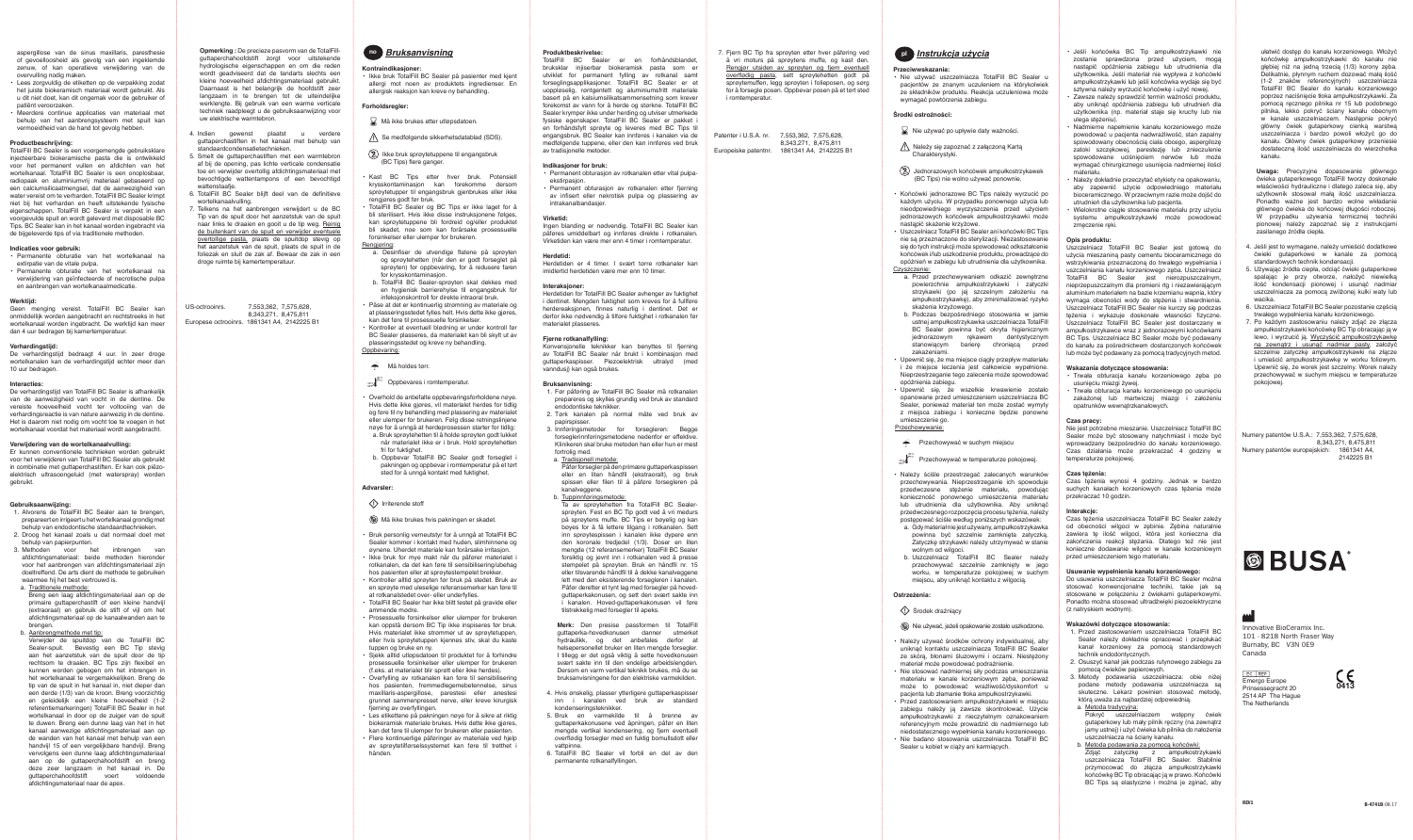aspergillose van de sinus maxillaris, paresthesie of gevoelloosheid als gevolg van een ingeklemde zenuw, of kan operatieve verwijdering van de overvulling nodig maken.

- Lees zorgvuldig de etiketten op de verpakking zodat het juiste biokeramisch materiaal wordt gebruikt. Als u dit niet doet, kan dit ongemak voor de gebruiker of patiënt veroorzaken.
- Meerdere continue applicaties van materiaal met behulp van het aanbrengsysteem met spuit kan vermoeidheid van de hand tot gevolg hebben.

**Productbeschrijving:**

TotalFill BC Sealer is een voorgemengde gebruiksklare injecteerbare biokeramische pasta die is ontwikkeld voor het permanent vullen en afdichten van het wortelkanaal. TotalFill BC Sealer is een onoplosbaar, radiopaak en aluminiumvrij materiaal gebaseerd op een calciumsilicaatmengsel, dat de aanwezigheid van water vereist om te verharden. TotalFill BC Sealer krimpt niet bij het verharden en heeft uitstekende fysieke eigenschappen. TotalFill BC Sealer is verpakt in een voorgevulde spuit en wordt geleverd met disposable BC Tips. BC Sealer kan in het kanaal worden ingebracht via de bijgeleverde tips of via traditionele methoden.

**Indicaties voor gebruik:**

- Permanente obturatie van het wortelkanaal na extirpatie van de vitale pulpa.
- Permanente obturatie van het wortelkanaal na verwijdering van geïnfecteerde of necrotische pulpa en aanbrengen van wortelkanaalmedicatie.

**Werktijd:**

Geen menging vereist. TotalFill BC Sealer kan onmiddellijk worden aangebracht en rechtstreeks in het wortelkanaal worden ingebracht. De werktijd kan meer dan 4 uur bedragen bij kamertemperatuur.

**Verhardingstijd:**

De verhardingstijd bedraagt 4 uur. In zeer droge wortelkanalen kan de verhardingstijd echter meer dan 10 uur bedragen.

**Interacties:**

De verhardingstijd van TotalFill BC Sealer is afhankelijk van de aanwezigheid van vocht in de dentine. De vereiste hoeveelheid vocht ter voltooiing van de verhardingsreactie is van nature aanwezig in de dentine. Het is daarom niet nodig om vocht toe te voegen in het wortelkanaal voordat het materiaal wordt aangebracht.

**Verwijdering van de wortelkanaalvulling:**

Er kunnen conventionele technieken worden gebruikt voor het verwijderen van TotalFill BC Sealer als gebruikt in combinatie met guttaperchastiften. Er kan ook piëzo-elektrisch ultrasonegeluid (met waterspray) worden gebruikt.

**Gebruiksaanwijzing:**

1. Alvorens de TotalFill BC Sealer aan te brengen, prepareert en irrigeert u het wortelkanaal grondig met behulp van endodontische standaardtechnieken.
2. Droog het kanaal zoals u dat normaal doet met behulp van papierpunten.
3. Methoden voor het inbrengen van afdichtingsmateriaal: beide methoden hieronder voor het aanbrengen van afdichtingsmateriaal zijn doeltreffend. De arts dient de methode te gebruiken waarmee hij het best vertrouwd is.
   a. Traditionele methode:
      Breng een laag afdichtingsmateriaal aan op de primaire guttaperchastift of een kleine handvijl (extraoraal) en gebruik de stift of vijl om het afdichtingsmateriaal op de kanaalwanden aan te brengen.
   b. Aanbrengmethode met tip:
      Verwijder de spuitdop van de TotalFill BC Sealer-spuit. Bevestig een BC Tip stevig aan het aanzetstuk van de spuit door de tip rechtsom te draaien. BC Tips zijn flexibel en kunnen worden gebogen om het inbrengen in het wortelkanaal te vergemakkelijken. Breng de tip van de spuit in het kanaal in, niet dieper dan een derde (1/3) van de kroon. Breng voorzichtig en geleidelijk een kleine hoeveelheid (1-2 referentiemarkeringen) TotalFill BC Sealer in het wortelkanaal in door op de zuiger van de spuit te duwen. Breng een dunne laag van het in het kanaal aanwezige afdichtingsmateriaal aan op de wanden van het kanaal met behulp van een handvijl 15 of een vergelijkbare handvijl. Breng vervolgens een dunne laag afdichtingsmateriaal aan op de guttaperchahoofdstift en breng deze zeer langzaam in het kanaal in. De guttaperchahoofdstift voert voldoende afdichtingsmateriaal naar de apex.

**Opmerking :** De precieze pasvorm van de TotalFill-guttaperchahoofdstift zorgt voor uitstekende hydrologische eigenschappen en om de reden wordt geadviseerd dat de tandarts slechts een kleine hoeveelheid afdichtingsmateriaal gebruikt. Daarnaast is het belangrijk de hoofdstift zeer langzaam in te brengen tot de uiteindelijke werklengte. Bij gebruik van een warme verticale techniek raadpleegt u de gebruiksaanwijzing voor uw elektrische warmtebron.

4. Indien gewenst plaatst u verdere guttaperchastiften in het kanaal met behulp van standaardcondensatietechnieken.
5. Smelt de guttaperchastiften met een warmtebron af bij de opening, pas lichte verticale condensatie toe en verwijder overtollig afdichtingsmateriaal met bevochtigde wattenstaafje.
6. TotalFill BC Sealer blijft deel van de definitieve wortelkanaalvulling.
7. Telkens na het aanbrengen verwijdert u de BC Tip van de spuit door het aanzetstuk van de spuit naar links te draaien en goolt u de tip weg. Reinig de buitenkant van de spuit en verwijder eventuele overtollige pasta, plaats de spuitdop stevig op het aanzetstuk van de spuit, plaats de spuit in de foliezak en sluit de zak af. Bewaar de zak in een droge ruimte bij kamertemperatuur.

US-octrooinrs. 7,553,362, 7,575,628, 8,343,271, 8,475,811
Europese octrooinrs. 1861341 A4, 2142225 B1

# Bruksanvisning

**Kontraindikasjoner:**

- Ikke bruk TotalFill BC Sealer på pasienter med kjent allergi mot noen av produktets ingredienser. En allergisk reaksjon kan kreve ny behandling.

**Forholdsregler:**

- Må ikke brukes etter utløpsdatoen.
- Se medfølgende sikkerhetsdatablad (SDS).
- Ikke bruk sprøytetuppene til engangsbruk (BC Tips) flere ganger.

- Kast BC Tips etter hver bruk. Potensiell krysskontaminasjon kan forekomme dersom sprøytetupper til engangsbruk gjenbrukes eller ikke rengjøres godt før bruk.
- TotalFill BC Sealer og BC Tips er ikke laget for å bli sterilisert. Hvis ikke disse instruksjonene følges, kan sprøytetuppene bli forderet og/eller produktet bli skadet, noe som kan forårsake prosessuelle forsinkelser eller ulemper for brukeren.

Rengjøring:

a. Desinfiser de utvendige flatene på sprøyten og sprøytehetten (når den er godt forseglet på sprøyten) før oppbevaring, for å redusere faren for krysskontaminasjon.
b. TotalFill BC Sealer-sprøyten skal dekkes med en hygienisk barrierehylse til engangsbruk for infeksjonskontroll for direkte intraoral bruk.

- Påse at det er kontinuerlig strømning av materiale og at plasseringsstedet lykkes helt. Hvis dette ikke gjøres, kan det føre til prosessuelle forsinkelser.
- Kontroller at eventuell blødning er under kontroll før BC Sealer plasseres, da materialet kan bli skylt ut av plasseringsstedet og kreve ny behandling.

Oppbevaring:

Må holdes tørr.

Oppbevares i romtemperatur.

- Overhold de anbefalte oppbevaringsforholdene nøye. Hvis dette ikke gjøres, vil materialet herdes for tidlig og føre til ny behandling med plassering av materialet eller ulemper for brukeren. Følg disse retningslinjene nøye for å unngå at herdeprosessen starter for tidlig:
  a. Bruk sprøytehetten til å holde sprøyten godt lukket når materialet ikke er i bruk. Hold sprøytehetten fri for fuktighet.
  b. Oppbevar TotalFill BC Sealer godt forseglet i pakningen og oppbevar i romtemperatur til et tørt sted for å unngå kontakt med fuktighet.

**Advarsler:**

Irriterende stoff

Må ikke brukes hvis pakningen er skadet.

- Bruk personlig verneutstyr for å unngå at TotalFill BC Sealer kommer i kontakt med huden, slimhinnene og øynene. Uherdet materiale kan forårsake irritasjon.
- Ikke bruk for mye makt når du påfører materialet i rotkanalen, da det kan føre til sensibilisering/ubehag hos pasienten eller at sprøytestempelet brekker.
- Kontroller alltid sprøyten før bruk på stedet. Bruk av en sprøyte med uiseslige referansemerker kan føre til at rotkanalstedet over- eller underfylles.
- TotalFill BC Sealer har ikke blitt testet på gravide eller ammende mødre.
- Prosessuelle forsinkelser eller ulemper for brukeren kan oppstå dersom BC Tip ikke inspiseres for bruk. Hvis materialet ikke strømmer ut av sprøytetuppen, eller hvis sprøytetuppen kjennes stiv, skal du kaste tuppen og bruke en ny.
- Sjekk alltid utløpsdatoen til produktet for å forhindre prosessuelle forsinkelser eller ulemper for brukeren (f.eks. at materialet blir sprøtt eller ikke herdes).
- Overfylling av rotkanalen kan føre til sensibilisering hos pasienten, fremmedlegemebetennelse, sinus maxillaris-aspergillose, parestesi eller anestesi grunnet sammenpresset nerve, eller kreve kirurgisk fjerning av overfyllingen.
- Les etikettene på pakningen nøye for å sikre at riktig biokeramisk materiale brukes. Hvis dette ikke gjøres, kan det føre til ulemper for brukeren eller pasienten.
- Flere kontinuerlige påføringer av materiale ved hjelp av sprøyteleveringssystemet kan føre til tretthet i hånden.

**Produktbeskrivelse:**

TotalFill BC Sealer er en forhåndsblandet, bruksklar injiserbar biokeramisk pasta som er utviklet for permanent fylling av rotkanal samt forseglingsapplikasjoner. TotalFill BC Sealer er et uoppløselig, røntgentett og aluminiumsfritt materiale basert på en kalsiumsilikatsammensetning som krever forekomst av vann for å herde og størkne. TotalFill BC Sealer krymper ikke under herding og utviser utmerkede fysiske egenskaper. TotalFill BC Sealer er pakket i en forhåndsfylt sprøyte og leveres med BC Tips til engangsbruk. BC Sealer kan innføres i kanalen via de medfølgende tuppene, eller den kan innføres ved bruk av tradisjonelle metoder.

**Indikasjoner for bruk:**

- Permanent obturasjon av rotkanalen etter vital pulpa-ekstirpasjon.
- Permanent obturasjon av rotkanalen etter fjerning av infisert eller nekrotisk pulpa og plassering av intrakanalbandasjer.

**Virketid:**

Ingen blanding er nødvendig. TotalFill BC Sealer kan påføres umiddelbart og innføres direkte i rotkanalen. Virketiden kan være mer enn 4 timer i romtemperatur.

**Herdetid:**

Herdetiden er 4 timer. I svært tørre rotkanaler kan imidlertid herdetiden være mer enn 10 timer.

**Interaksjoner:**

Herdetiden for TotalFill BC Sealer avhenger av fuktighet i dentinet. Mengden fuktighet som kreves for å fullføre herdereaksjonen, finnes naturlig i dentinet. Det er derfor ikke nødvendig å tilføre fuktighet i rotkanalen før materialet plasseres.

**Fjerne rotkanalfylling:**

Konvensjonelle teknikker kan benyttes til fjerning av TotalFill BC Sealer når brukt i kombinasjon med guttaperkaspisser. Piezoelektrisk ultralyd (med vannduş) kan også brukes.

**Bruksanvisning:**

1. Før påføring av TotalFill BC Sealer må rotkanalen prepareres og skylles grundig ved bruk av standard endodontiske teknikker.
2. Tørk kanalen på normal måte ved bruk av papirspisser.
3. Innføringsmetoder for forsegleren: Begge forseglerinnføringsmetodene nedenfor er effektive. Klinikeren skal bruke metoden han eller hun er mest fortrolig med.
   a. Tradisjonell metode:
      Påfør forsegler på den primære guttaperkaspissen eller en liten håndfil (ekstraoralt), og bruk spissen eller filen til å påføre forsegleren på kanalveggene.
   b. Tuppinnføringsmetode:
      Ta av sprøytehetten fra TotalFill BC Sealer-sprøyten. Fest en BC Tip godt ved å vri medurs på sprøytens muffe. BC Tips er bøyelig og kan bøyes for å få lettere tilgang i rotkanalen. Sett inn sprøytespissen i kanalen ikke dypere enn den koronale tredjedel (1/3). Doser en liten mengde (12 referansemerker) TotalFill BC Sealer forsiktig og jevnt inn i rotkanalen ved å presse stempelet på sprøyten. Bruk en håndfil nr. 15 eller tilsvarende håndfil til å dekke kanalveggene lett med den eksisterende forsegleren i kanalen. Påfør deretter et tynt lag med forsegler på hoved-guttaperkakonusen, og sett den svært sakte inn i kanalen. Hoved-guttaperkakonusen vil føre tilstrekkelig med forsegler til apeks.

**Merk:** Den presise passformen til TotalFill guttaperka-hovedkonusen danner utmerket hydraulikk, og det anbefales derfor at helsepersonellet bruker en liten mengde forsegler. I tillegg er det også viktig å sette hovedkonusen svært sakte inn til den endelige arbeidslengden. Dersom en varm vertikal teknikk brukes, må du se bruksanvisningene for den elektriske varmekilden.

4. Hvis ønskelig, plasser ytterligere guttaperkaspisser inn i kanalen ved bruk av standard kondenseringsteknikker.
5. Brukt en varmekilde til å brenne av guttaperkakonusene ved åpningen, påfør en liten mengde vertikal kondensering, og fjern eventuell overflødig forsegler med en fuktig bomullsdott eller vattpinne.
6. TotalFill BC Sealer vil forbli en del av den permanente rotkanalfyllingen.
7. Fjern BC Tip fra sprøyten etter hver påføring ved å vri moturs på sprøytens muffe, og kast den. Rengjør utsiden av sprøyten og fjern eventuell overflødig pasta, sett sprøytehetten godt på sprøytemuffen, legg sprøyten i folieposen, og forsegl for å forsegle posen. Oppbevar posen på et tørt sted i romtemperatur.

Patenter i U.S.A. nr. 7,553,362, 7,575,628, 8,343,271, 8,475,811
Europeiske patenter. 1861341 A4, 2142225 B1

# Instrukcja użycia

**Przeciwwskazania:**

- Nie używać uszczelniacza TotalFill BC Sealer u pacjentów ze znanym uczuleniem na którykolwiek ze składników produktu. Reakcja uczuleniowa może wymagać powtórzenia zabiegu.

**Środki ostrożności:**

Nie używać po upływie daty ważności.

Należy się zapoznać z załączoną Kartą Charakterystyki.

Jednorazowych końcówek ampułkostrzykawki (BC Tips) nie wolno używać ponownie.

- Końcówki jednorazowe BC Tips należy wyrzucić po każdym użyciu. W przypadku ponownego użycia lub nieodpowiedniego czyszczenia przed użyciem jednorazowych końcówek ampułkostrzykawki może nastąpić skażenie krzyżowe.
- Uszczelniacz TotalFill BC Sealer ani końcówki BC Tips nie są przeznaczone do sterylizacji. Niezastosowanie się do tych instrukcji może spowodować odkształcenie końcówek i/lub uszkodzenie produktu, prowadzące do opóźnień w zabiegu lub utrudnienia dla użytkownika.

Czyszczenie:

a. Przed przechowywaniem odkazić zewnętrzne powierzchnie ampułkostrzykawki i zatyczki strzykawki (po jej szczelnym założeniu na ampułkostrzykawkę), aby zminimalizować ryzyko skażenia krzyżowego.
b. Podczas bezpośredniego stosowania w jamie ustnej ampułkostrzykawka uszczelniacza TotalFill BC Sealer powinna być okryta higienicznym jednorazowym rękawem stanowiącym barierę chroniącą przed zakażeniami.

- Upewnić się, że ma miejsce ciągły przepływ materiału i że miejsce leczenia jest całkowicie wypełnione. Nieprzestrzeganie tego zalecenia może spowodować opóźnienia zabiegu.
- Upewnić się, że wszelkie krwawienie zostało opanowane przed umieszczeniem uszczelniacza BC Sealer, ponieważ materiał ten może zostać wymyty z miejsca zabiegu i konieczne będzie ponowne umieszczenie go.

Przechowywanie:

Przechowywać w suchym miejscu

Przechowywać w temperaturze pokojowej.

- Należy ściśle przestrzegać zalecanych warunków przechowywania. Nieprzestrzeganie ich spowoduje przedwczesne stężenie materiału, powodując konieczność ponownego umieszczenia materiału lub utrudnienia dla użytkownika. Aby uniknąć przedwczesnego rozpoczęcia procesu tężenia, należy postępować ściśle według poniższych wskazówek:
  a. Gdy materiał nie jest używany, ampułkostrzykawka powinna być szczelnie zamknięta zatyczką. Zatyczkę strzykawki należy utrzymywać w stanie wolnym od wilgoci.
  b. Uszczelniacz TotalFill BC Sealer należy przechowywać szczelnie zamknięty w jego worku, w temperaturze pokojowej w suchym miejscu, aby uniknąć kontaktu z wilgocią.

**Ostrzeżenia:**

Środek drażniący

Nie używać, jeżeli opakowanie zostało uszkodzone.

- Należy używać środków ochrony indywidualnej, aby uniknąć kontaktu uszczelniacza TotalFill BC Sealer ze skórą, błonami śluzowymi i oczami. Niestężony materiał może powodować podrażnienie.
- Nie stosować nadmiernej siły podczas umieszczania materiału w kanale korzeniowym zęba, ponieważ może to powodować wrażliwość/dyskomfort u pacjenta lub złamanie tłoka ampułkostrzykawki.
- Przed zastosowaniem ampułkostrzykawki w miejscu zabiegu należy ją zawsze skontrolować. Użycie ampułkostrzykawki z nieczytelnym oznakowaniem referencyjnym może prowadzić do nadmiernego lub niedostatecznego wypełnienia kanału korzeniowego.
- Nie badano stosowania uszczelniacza TotalFill BC Sealer u kobiet w ciąży ani karmiących.
- Jeśli końcówka BC Tip ampułkostrzykawki nie zostanie sprawdzona przed użyciem, mogą nastąpić opóźnienia zabiegu lub utrudnienia dla użytkownika. Jeśli materiał nie wypływa z końcówki ampułkostrzykawki lub jeśli końcówka wydaje się być sztywna należy wyrzucić końcówkę i użyć nową.
- Zawsze należy sprawdzić termin ważności produktu, aby uniknąć opóźnienia zabiegu lub utrudnień dla użytkownika (np. materiał staje się kruchy lub nie ulega tężeniu).
- Nadmierne napełnienie kanału korzeniowego może powodować u pacjenta nadwrażliwość, stan zapalny spowodowany obecnością ciała obcego, aspergilozę zatoki szczękowej, parestezję lub znieczulenie spowodowane uciśnięciem nerwów lub może wymagać chirurgicznego usunięcia nadmiernej ilości materiału.
- Należy dokładnie przeczytać etykiety na opakowaniu, aby zapewnić użycie odpowiedniego materiału bioceramicznego. W przeciwnym razie może dojść do utrudnień dla użytkownika lub pacjenta.
- Wielokrotne ciągłe stosowanie materiału przy użyciu systemu ampułkostrzykawki może powodować zmęczenie ręki.

**Opis produktu:**

Uszczelniacz TotalFill BC Sealer jest gotową do użycia mieszaniną pasty cementu bioceramicznego do wstrzykiwania przeznaczoną do trwałego wypełniania i uszczelniania kanału korzeniowego zęba. Uszczelniacz TotalFill BC Sealer jest nierozpuszczalnym, nieprzepuszczalnym dla promieni rtg i niezawierającym aluminium materiałem na bazie krzemianu wapnia, który wymaga obecności wody do stężenia i stwardnienia. Uszczelniacz TotalFill BC Sealer nie kurczy się podczas tężenia i wykazuje doskonałe właściwości fizyczne. Uszczelniacz TotalFill BC Sealer jest dostarczany w ampułkostrzykawce wraz z jednorazowymi końcówkami BC Tips. Uszczelniacz BC Sealer może być podawany do kanału za pośrednictwem dostarczonych końcówek lub może być podawany za pomocą tradycyjnych metod.

**Wskazania dotyczące stosowania:**

- Trwała obturacja kanału korzeniowego zęba po usunięciu miazgi żywej.
- Trwała obturacja kanału korzeniowego po usunięciu zakażonej lub martwiczej miazgi i założeniu opatrunków wewnątrzkanałowych.

**Czas pracy:**

Nie jest potrzebne mieszanie. Uszczelniacz TotalFill BC Sealer może być stosowany natychmiast i może być wprowadzany bezpośrednio do kanału korzeniowego. Czas działania może przekraczać 4 godziny w temperaturze pokojowej.

**Czas tężenia:**

Czas tężenia wynosi 4 godziny. Jednak w bardzo suchych kanałach korzeniowych czas tężenia może przekraczać 10 godzin.

**Interakcje:**

Czas tężenia uszczelniacza TotalFill BC Sealer zależy od obecności wilgoci w zębinie. Żebina naturalnie zawiera tę ilość wilgoci, która jest konieczna dla zakończenia reakcji tężenia. Dlatego też nie jest konieczne dodawanie wilgoci w kanale korzeniowym przed umieszczeniem tego materiału.

**Usuwanie wypełnienia kanału korzeniowego:**

Do usuwania uszczelniacza TotalFill BC Sealer można stosować konwencjonalne techniki, takie jak są stosowane w połączeniu z ćwiekami gutaperkowymi. Ponadto można stosować ultradźwięki piezoelektryczne (z natryskiem wodnym).

**Wskazówki dotyczące stosowania:**

1. Przed zastosowaniem uszczelniacza TotalFill BC Sealer należy dokładnie opracować i przepłukać kanał korzeniowy za pomocą standardowych technik endodontycznych.
2. Osuszyć kanał jak podczas rutynowego zabiegu za pomocą ćwieków papierowych.
3. Metody podawania uszczelniacza: obie niżej podane metody podawania uszczelniacza są skuteczne. Lekarz powinien stosować metodę, którą uważa za najbardziej odpowiednią.
   a. Metoda tradycyjna:
      Pokryć uszczelniaczem wstępny ćwiek gutaperkowy lub mały pilnik ręczny (na zewnątrz jamy ustnej) i użyć ćwieka lub pilnika do nałożenia uszczelniacza na ściany kanału.
   b. Metoda podawania za pomocą końcówki:
      Zdjąć zatyczkę z ampułkostrzykawki uszczelniacza TotalFill BC Sealer. Stabilnie przymocować do złącza ampułkostrzykawki końcówkę BC Tip obracając ją w prawo. Końcówki BC Tips są elastyczne i można je zginać, aby ułatwić dostęp do kanału korzeniowego. Włożyć końcówkę ampułkostrzykawki do kanału nie głębiej niż na jedną trzecią (1/3) korony zęba. Delikatnie, płynnym ruchem dozować małą ilość (1-2 znaków referencyjnych) uszczelniacza TotalFill BC Sealer do kanału korzeniowego poprzez naciśnięcie tłoka ampułkostrzykawki. Za pomocą ręcznego pilnika nr 15 lub podobnego pilnika, lekko pokryć ściany kanału obecnym w kanale uszczelniaczem. Następnie pokryć główny ćwiek gutaperkowy cienką warstwą uszczelniacza i bardzo powoli włożyć go do kanału. Główny ćwiek gutaperkowy przeniesie dostateczną ilość uszczelniacza do wierzchołka kanału.

**Uwaga:** Precyzyjne dopasowanie głównego ćwieka gutaperkowego TotalFill tworzy doskonałe właściwości hydrauliczne i dlatego zaleca się, aby użytkownik stosował małą ilość uszczelniacza. Ponadto ważne jest bardzo wolne wkładanie głównego ćwieka do końcowej długości roboczej. W przypadku używania termicznej techniki pionowej należy zapoznać się z instrukcjami zasilanego źródła ciepła.

4. Jeśli jest to wymagane, należy umieścić dodatkowe ćwieki gutaperkowe w kanale za pomocą standardowych technik kondensacji.
5. Używając źródła ciepła, odciąć ćwieki gutaperkowe spalając je przy otworze, nałożyć niewielką ilość kondensacji pionowej i usunąć nadmiar uszczelniacza za pomocą zwilżonej kulki waty lub wacika.
6. Uszczelniacz TotalFill BC Sealer pozostanie częścią trwałego wypełnienia kanału korzeniowego.
7. Po każdym zastosowaniu należy zdjąć ze złącza ampułkostrzykawki końcówkę BC Tip obracając ją w lewo, i wyrzucić ją. Wyczyścić ampułkostrzykawkę na zewnątrz i usunąć nadmiar pasty, założyć szczelnie zatyczkę ampułkostrzykawki na złącze i umieścić ampułkostrzykawkę w worku foliowym. Upewnić się, że worek jest szczelny. Worek należy przechowywać w suchym miejscu w temperaturze pokojowej.

Numery patentów U.S.A.: 7,553,362, 7,575,628, 8,343,271, 8,475,811
Numery patentów europejskich: 1861341 A4, 2142225 B1

BUSA®

Innovative BioCeramix Inc.
101 - 8218 North Fraser Way
Burnaby, BC V3N 0E9
Canada

EC REP
Emergo Europe
Prinsessegracht 20
2514 AP The Hague
The Netherlands

CE 0413

RD/1

B-4741B 06.17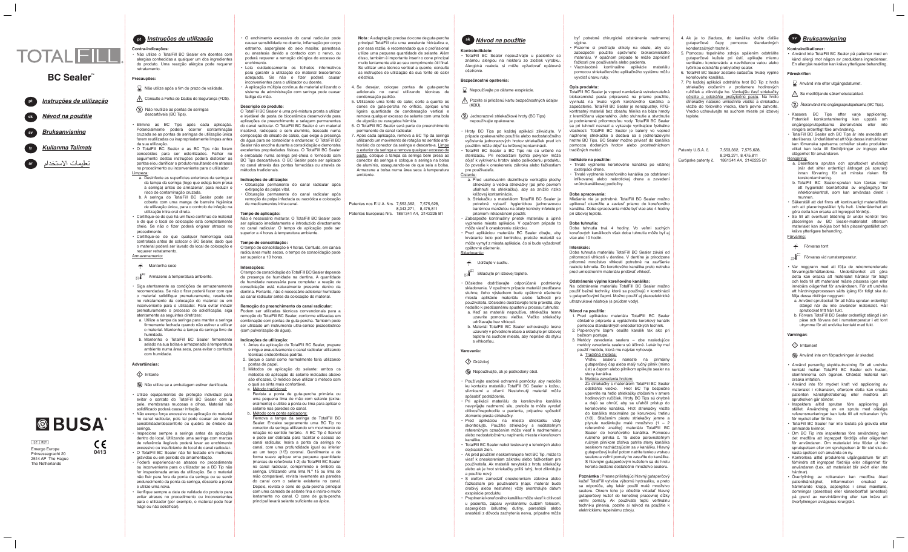# TOTALFILL

## BC Sealer™

- pt *Instruções de utilização*
- sk *Návod na použitie*
- sv *Bruksanvisning*
- tr *Kullanma Talimatı*
- ar تعليمات الاستخدام

BUSA®

EC REP

Emergo Europe
Prinsessegracht 20
2514 AP The Hague
The Netherlands

CE 0413

## pt *Instruções de utilização*

**Contra-indicações:**

- Não utilize o TotalFill BC Sealer em doentes com alergias conhecidas a qualquer um dos ingredientes do produto. Uma reacção alérgica pode requerer retratamento.

**Precauções:**

Não utilize após o fim do prazo de validade.

Consulte a Folha de Dados de Segurança (FDS).

Não reutilize as pontas de seringas descartáveis (BC Tips).

- Elimine as BC Tips após cada aplicação. Potencialmente poderá ocorrer contaminação cruzada se as pontas de seringas de utilização única forem reutilizadas ou inapropriadamente limpas antes da sua utilização.
- O TotalFill BC Sealer e as BC Tips não foram concebidos para ser esterilizados. Falhar no seguimento destas instruções poderá distorcer as pontas e/ou danificar o produto resultando em atrasos no procedimento ou inconveniente para o utilizador.

Limpeza:

a. Desinfecte as superfícies exteriores da seringa e da tampa da seringa (logo que esteja bem presa à seringa) antes de armazenar, para reduzir o risco de contaminação cruzada.
b. A seringa do TotalFill BC Sealer pode ser coberta com uma manga de barreira higiénica de utilização única, para o controlo de infeção na utilização intra-oral direta.

- Certifique-se de que há um fluxo contínuo de material e de que o local de colocação está completamente cheio. Se não o fizer poderá originar atrasos no procedimento.
- Certifique-se de que qualquer hemorragia está controlada antes de colocar o BC Sealer, dado que o material poderá ser lavado do local de colocação e requerer retratamento.

Armazenamento:

Mantenha seco

Armazene à temperatura ambiente.

- Siga atentamente as condições de armazenamento recomendadas. Se não o fizer poderá fazer com que o material solidifique prematuramente, resultando no retratamento da colocação do material ou em inconveniente para o utilizador. Para evitar induzir prematuramente o processo de solidificação, siga atentamente as seguintes diretrizes:
  a. Utilize a tampa da seringa para manter a seringa firmemente fechada quando não estiver a utilizar o material. Mantenha a tampa da seringa livre de humidade.
  b. Mantenha o TotalFill BC Sealer firmemente selado na sua bolsa e armazenado à temperatura ambiente numa área seca, para evitar o contacto com humidade.

**Advertências:**

Irritante

Não utilize se a embalagem estiver danificada.

- Utilize equipamentos de proteção individual para evitar o contato do TotalFill BC Sealer com a pele, membranas mucosas e olhos. Material não solidificado poderá causar irritação.
- Não exerça força excessiva na aplicação do material no canal radicular, pois tal pode causar ao doente sensibilidade/desconforto ou quebra do êmbolo da seringa.
- Inspecione sempre a seringa antes da aplicação dentro do local. Utilizando uma seringa com marcas de referência ilegíveis poderá levar ao enchimento excessivo ou insuficiente do local do canal radicular.
- O TotalFill BC Sealer não foi testado em mulheres grávidas ou em período de amamentação.
- Poderá experienciar-se atrasos no procedimento ou inconveniente para o utilizador se a BC Tip não for inspecionada antes da utilização. Se o material não fluir para fora da ponta da seringa ou se sentir endurecimento da ponta da seringa, descarte a ponta e utilize uma nova.
- Verifique sempre a data de validade do produto para evitar atrasos no procedimento ou inconvenientes para o utilizador (por exemplo, o material pode ficar frágil ou não solidificar).
- O enchimento excessivo do canal radicular pode causar sensibilidade no doente, inflamação por corpo estranho, aspergilose do seio maxilar, parestesia ou anestesia devido a contacto com o nervo, ou poderá requerer a remoção cirúrgica do excesso de enchimento.
- Leia cuidadosamente os folhetos informativos para garantir a utilização do material biocerâmico adequado. Se não o fizer poderá causar inconvenientes para o utilizador ou doente.
- A aplicação múltipla contínua de material utilizando o sistema de administração com seringa pode causar fadiga da mão.

**Descrição do produto:**

O TotalFill BC Sealer é uma pré-mistura pronta a utilizar e injetável de pasta de biocerâmica desenvolvida para aplicações de preenchimento e selagem permanentes do canal radicular. O TotalFill BC Sealer é um material insolúvel, radiopaco e sem alumínio, baseado numa composição de silicato de cálcio, que exige a presença de água para se consolidar e endurecer. O TotalFill BC Sealer não encolhe durante a consolidação e demonstra excelentes propriedades físicas. O TotalFill BC Sealer é embalado numa seringa pré-cheia e fornecido com BC Tips descartáveis. O BC Sealer pode ser aplicado no canal através das pontas fornecidas ou através de métodos tradicionais.

**Indicações de utilização:**

- Obturação permanente do canal radicular após extirpação da polpa vital.
- Obturação permanente do canal radicular após remoção da polpa infectada ou necrótica e colocação de medicamentos intra-canal.

**Tempo de aplicação:**

Não é necessário misturar. O TotalFill BC Sealer pode ser aplicado imediatamente e introduzido directamente no canal radicular. O tempo de aplicação pode ser superior a 4 horas à temperatura ambiente.

**Tempo de consolidação:**

O tempo de consolidação é 4 horas. Contudo, em canais radiculares muito secos, o tempo de consolidação pode ser superior a 10 horas.

**Interacções:**

O tempo de consolidação do TotalFill BC Sealer depende da presença de humidade na dentina. A quantidade de humidade necessária para completar a reacção de consolidação está naturalmente presente dentro da dentina. Portanto, não é necessário adicionar humidade ao canal radicular antes da colocação do material.

**Remoção de preenchimento do canal radicular:**

Podem ser utilizadas técnicas convencionais para a remoção do TotalFill BC Sealer, conforme utilizadas em combinação com pontas de guta-percha. Também pode ser utilizado um instrumento ultra-sónico piezoeléctrico (com pulverização de água).

**Indicações de utilização:**

1. Antes da aplicação do TotalFill BC Sealer, prepare e irrigue exaustivamente o canal radicular utilizando técnicas endodônticas padrão.
2. Seque o canal como normalmente faria utilizando pontas de papel.
3. Métodos de aplicação do selante: ambos os métodos de aplicação do selante indicados abaixo são eficazes. O médico deve utilizar o método com o qual se sinta mais confortável.
   a. Método tradicional:
   Reviste a ponta de guta-percha primária ou uma pequena lima de mão com selante (extra-oralmente) e utilize a ponta ou lima para aplicar o selante nas paredes do canal.
   b. Método com ponta aplicadora:
   Remova a tampa da seringa do TotalFill BC Sealer. Encaixe seguramente uma BC Tip no conector da seringa utilizando um movimento de rotação no sentido horário. A BC Tip é flexível e pode ser dobrada para facilitar o acesso ao canal radicular. Insira a ponta da seringa no canal, com uma profundidade igual ou inferior ao um terço (1/3) coronal. Gentilmente e de forma suave aplique uma pequena quantidade (marcas de referência 1-2) do TotalFill BC Sealer no canal radicular, comprimindo o êmbolo da seringa. Utilizando uma lima N.º 15 ou lima de mão comparável, revista levemente as paredes do canal com o selante existente no canal. Depois, revista o cone de guta-percha principal com uma camada de selante fina e insira-o muito lentamente no canal. O cone de guta-percha principal levará selante suficiente ao ápice.

**Nota :** A adaptação precisa do cone de guta-percha principal TotalFill cria uma excelente hidráulica e, por essa razão, é recomendado que o profissional utilize uma pequena quantidade de selante. Além disso, também é importante inserir o cone principal muito lentamente até ao seu comprimento útil final. Se utilizar uma técnica vertical a quente, consulte as instruções de utilização da sua fonte de calor eléctrica.

4. Se desejar, coloque pontas de guta-percha adicionais no canal utilizando técnicas de condensação padrão.
5. Utilizando uma fonte de calor, corte a quente os cones de guta-percha no orifício, aplique uma ligeira quantidade de condensação vertical e remova qualquer excesso de selante com uma bola de algodão ou zaragatoa húmida.
6. O TotalFill BC Sealer será parte do preenchimento permanente do canal radicular.
7. Após cada aplicação, remova a BC Tip da seringa utilizando um movimento de rotação no sentido anti-horário do conector da seringa e descarte-a. Limpe o exterior da seringa e remova qualquer excesso de pasta, coloque a tampa da seringa bem presa ao conector da seringa e coloque a seringa na bolsa de alumínio, assegurando-se de que a bolsa está bem fechada. Armazene a bolsa numa área seca à temperatura ambiente.

Patentes nos E.U.A. Nrs. 7,553,362, 7,575,628, 8,343,271, 8,475,811

Patentes Europeias Nrs. 1861341 A4, 2142225 B1

## sk *Návod na použitie*

**Kontraindikácie:**

- TotalFill BC Sealer nepoužívajte u pacientov so známou alergiou na niektorú zo zložiek výrobku. Alergická reakcia si môže vyžadovať opätovné ošetrenie.

**Bezpečnostné opatrenia:**

Nepoužívajte po dátume exspirácie.

Pozrite si priloženú kartu bezpečnostných údajov (KBÚ).

Jednorazové striekačkové hroty (BC Tips) nepoužívajte opakovane.

- Hroty BC Tips po každej aplikácii zlikvidujte. V prípade opakovaného použitia alebo nedostatočného vyčistenia jednorazových hrotov striekačiek pred ich použitím môže dôjsť ku krížovej kontaminácii.
- TotalFill BC Sealer a BC Tips nie sú určené na sterilizáciu. Pri nedodržaní týchto pokynov môže dôjsť k vykriveniu hrotov alebo poškodeniu produktu, čo povedie k oneskoreniu zákroku alebo ťažkostiam pre používateľa.

Čistenie:

a. Pred uschovaním dezinfikujte vonkajšie plochy striekačky a viečka striekačky (po jeho pevnom utiahnutí na striekačku), aby sa znížilo riziko krížovej kontaminácie.
b. Striekačku s materiálom TotalFill BC Sealer je potrebné vybaviť hygienickou jednorazovou bariérovou manžetou na účely kontroly infekcie pri priamom intraorálnom použití.

- Zabezpečte kontinuálny prietok materiálu a úplné vyplnenie miesta aplikácie. V opačnom prípade to môže viesť k oneskoreniu zákroku.
- Pred aplikáciou materiálu BC Sealer dbajte, aby krvácanie bolo pod kontrolou, pretože materiál sa môže vymyť z miesta aplikácie, čo si bude vyžadovať opätovné ošetrenie.

Skladovanie:

Udržujte v suchu.

Skladujte pri izbovej teplote.

- Dôsledne dodržiavajte odporúčané podmienky skladovania. V opačnom prípade materiál predčasne stuhne, čoho výsledkom bude opätovné ošetrenie miesta aplikácie materiálu alebo ťažkosti pre používateľa. Dôsledne dodržiavajte tieto pravidlá, aby nedošlo k predčasnému spusteniu procesu tuhnutia:
  a. Keď sa materiál nepoužíva, striekačku tesne uzavrite pomocou viečka. Viečko striekačky udržiavajte bez vlhkosti.
  b. Materiál TotalFill BC Sealer uchovávajte tesne uzavretý v pôvodnom obale a skladujte pri izbovej teplote na suchom mieste, aby nepríšiel do styku s vlhkosťou.

**Varovania:**

Dráždivý

Nepoužívajte, ak je poškodený obal.

- Používajte osobné ochranné pomôcky, aby nedošlo ku kontaktu materiálu TotalFill BC Sealer s kožou, sliznicami a očami. Nestuhnutý materiál môže spôsobiť podráždenie.
- Pri aplikácii materiálu do koreňového kanálika nevyvíjajte nadmernú silu, pretože to môže vyvolať citlivosť/nepohodlie u pacienta, prípadne spôsobiť zlomenie piesta striekačky.
- Pred aplikáciou na miesto striekačku vždy skontrolujte. Použitie striekačky s nečitateľnými referenčnými označeniami môže viesť k nadmernému alebo nedostatočnému naplneniu miesta v koreňovom kanáliku.
- TotalFill BC Sealer nebol testovaný u tehotných alebo dojčiacich žien.
- Ak pred použitím neskontrolujete hrot BC Tip, môže to viesť k oneskoreniam zákroku alebo ťažkostiam pre používateľa. Ak materiál nevyteká z hrotu striekačky alebo ak je hrot striekačky príliš tuhý, hrot zlikvidujte a použite nový.
- S cieľom zamedziť oneskoreniam zákroku alebo ťažkostiam pre používateľa (napr. materiál bude drobivý alebo nestuhne) vždy skontrolujte dátum exspirácie produktu.
- Preplnenie koreňového kanálika môže viesť k citlivosti u pacienta, zápalu vyvolanému cudzím telesom, aspergilóze čeľustnej dutiny, parestézii alebo anestézii z dôvodu zachytenia nervu, prípadne môže byť potrebné chirurgické odstránenie nadmernej výplne.
- Pozorne si prečítajte etikety na obale, aby ste zabezpečili použitie správneho biokeramického materiálu. V opačnom prípade to môže zapríčiniť ťažkosti pre používateľa alebo pacienta.
- Viacnásobné kontinuálne aplikácie materiálu pomocou striekačkového aplikačného systému môžu vyvolať únavu ruky.

**Opis produktu:**

TotalFill BC Sealer je vopred namiešaná vstrekovateľná biokeramická pasta pripravená na priame použitie, vyvinutá na trvalú výplň koreňového kanálika a zapečatenie. TotalFill BC Sealer je nerozpustný, RTG-kontrastný materiál bez obsahu hliníka na báze hmoty z kremičitanu vápenatého. Jeho stuhnutie a stvrdnutie je podmienené prítomnosťou vody. TotalFill BC Sealer sa pri tuhnutí nezmrští a vykazuje vynikajúce fyzikálne vlastnosti. TotalFill BC Sealer je balený vo vopred naplnenej striekačke a dodáva sa s jednorazovými hrotmi BC Tips. BC Sealer možno priviesť do kanálika pomocou dodaných hrotov alebo prostredníctvom tradičných metód.

**Indikácie na použitie:**

- Trvalé vyplnenie koreňového kanálika po vitálnej exstirpácii drene.
- Trvalé vyplnenie koreňového kanálika po odstránení infikovanej alebo nekrotickej drene a zavedení vnútrokanálikovej podložky.

**Doba spracovania:**

Miešanie nie je potrebné. TotalFill BC Sealer možno aplikovať okamžite a zaviesť priamo do koreňového kanálika. Doba spracovania môže byť viac ako 4 hodiny pri izbovej teplote.

**Doba tuhnutia:**

Doba tuhnutia trvá 4 hodiny. Vo veľmi suchých koreňových kanálikoch však doba tuhnutia môže byť aj viac ako 10 hodín.

**Interakcie:**

Doba tuhnutia materiálu TotalFill BC Sealer závisí od prítomnosti vlhkosti v dentíne. V dentíne je prirodzene prítomné množstvo vlhkosti potrebné na zavŕšenie reakcie tuhnutia. Do koreňového kanálika preto netreba pred umiestnením materiálu pridávať vlhkosť.

**Odstránenie výplne koreňového kanálika:**

Na odstránenie materiálu TotalFill BC Sealer možno použiť bežné techniky, ktoré sa používajú v kombinácii s gutaperčovými čapmi. Možno použiť aj piezoelektrické ultrazvukové nástroje (s prúdom vody).

**Návod na použitie:**

1. Pred aplikáciou materiálu TotalFill BC Sealer dôkladne pripravte a vypláchnite koreňový kanálik pomocou štandardných endodontických techník.
2. Papierovými čapmi osušte kanálik tak ako pri bežnom postupe.
3. Metódy zavedenia sealeru – obe nasledujúce metódy zavedenia sealeru sú účinné. Lekár by mal použiť metódu, ktorá mu najviac vyhovuje.
   a. Tradičná metóda:
   Vrstvu sealeru naneste na primárny gutaperčový čap alebo malý ručný pilník (mimo úst) a čapom alebo pilníkom aplikujte sealer na steny kanálika.
   b. Metóda zavedenia hrotom:
   Zo striekačky s materiálom TotalFill BC Sealer odstráňte viečko. Hrot BC Tip bezpečne upevnite na hrdlo striekačky otočením v smere hodinových ručičiek. Hrot BC Tips sú ohybné a dajú sa ohnúť, aby sa uľahčil prístup do koreňového kanálika. Hrot striekačky vložte do kanálika do maximálne po korunkovú tretinu (1/3). Stlačením piestu striekačky jemne a plynule nadávkujte malé množstvo (1 – 2 referenčné značky) materiálu TotalFill BC Sealer do koreňového kanálika. Pomocou ručného pilníka č. 15 alebo porovnateľného ručného pilníka zľahka potrite steny kanálika sealerom nachádzajúcim sa v kanáliku. Hlavný gutaperčový kužeľ potom natrite tenkou vrstvou sealeru a veľmi pomaly ho zasuňte do kanálika. S hlavným gutaperčovým kužeľom sa do hrotu koreňa dostane dostatočné množstvo sealeru.

**Poznámka :** Presne prilieha júci hlavný gutaperčový kužeľ TotalFill vytvára výbornú hydrauliku, a preto sa odporúča, aby lekár použil malé množstvo sealeru. Okrem toho je dôležité vkladať hlavný gutaperčový kužeľ do konečnej pracovnej dĺžky veľmi pomaly. Ak používate teplú vertikálnu techniku plnenia, pozrite si návod na použitie k elektrickému tepelnému zdroju.

4. Ak je to žiaduce, do kanálika vložte ďalšie gutaperčové čapy pomocou štandardných kondenzačných techník.
5. Pomocou tepelného zdroja spálením odstráňte gutaperčové kužele pri ústí, aplikujte mierne vertikálnu kondenzáciu a navlhčenou vatou alebo tyčinkou odstráňte prebytočný sealer.
6. TotalFill BC Sealer zostane súčasťou trvalej výplne koreňového kanálika.
7. Po každej aplikácii odstráňte hrot BC Tip z hrdla striekačky otočením v protismere hodinových ručičiek a zlikvidujte ho. Vonkajšiu časť striekačky očistite a odstráňte prebytočnú pastu. Na hrdlo striekačky natesno umiestnite viečko a striekačku vložte do fóliového vrecka, ktoré pevne zatvorte. Vrecko uchovávajte na suchom mieste pri izbovej teplote.

Patenty U.S.A. č. 7,553,362, 7,575,628, 8,343,271, 8,475,811

Európske patenty č. 1861341 A4, 2142225 B1

## sv *Bruksanvisning*

**Kontraindikationer:**

- Använd inte TotalFill BC Sealer på patienter med en känd allergi mot någon av produktens ingredienser. En allergisk reaktion kan kräva ytterligare behandling.

**Föreskrifter:**

Använd inte efter utgångsdatumet.

Se medföljande säkerhetsdatablad.

Återanvänd inte engångssprutspetsarna (BC Tips).

- Kassera BC Tips efter varje applicering. Potentiell korskontaminering kan uppstå om engångssprutspetsarna återanvänds eller inte rengörs ordentligt före användning.
- TotalFill BC Sealer och BC Tips är inte avsedda att steriliseras. Underlåtenhet att följa dessa instruktioner kan förvränga spetsarna och/eller skada produkten vilket kan leda till fördröjningar av ingrepp eller olägenhet för användaren.

Rengöring:

a. Desinficera sprutan och sprutlocket utvändigt (när det sitter ordentligt åtdraget på sprutan) innan förvaring för att minska risken för korskontaminering.
b. TotalFill BC Sealer-sprutan kan täckas med ett hygieniskt barriärfodral av engångstyp för infektionskontroll, som kan användas direkt i munnen.

- Säkerställ att det finns ett kontinuerligt materialflöde och att placeringsstället fylls helt. Underlåtenhet att göra detta kan orsaka att ingreppet fördröjs.
- Se till att eventuell blödning är under kontroll före placeringen av BC Sealer-materialet eftersom materialet kan sköljas bort från placeringsstället och kräva ytterligare behandling.

Förvaring:

Förvaras torrt

Förvaras vid rumstemperatur.

- Var noggrann med att följa de rekommenderade förvaringsförhållandena. Underlåtenhet att göra detta kan orsaka att materialet härdnar för tidigt och leda till att materialet måste placeras igen eller innebära olägenhet för användaren. För att undvika att härdningsprocessen sätts igång för tidigt ska du följa dessa riktlinjer noggrant:
  a. Använd sprutlocket för att hålla sprutan ordentligt stängd när du inte använder materialet. Håll sprutlocket fritt från fukt.
  b. Förvara TotalFill BC Sealer ordentligt stängd i sin påse och förvara det i rumstemperatur i ett torrt utrymme för att undvika kontakt med fukt.

**Varningar:**

Irritament

Använd inte om förpackningen är skadad.

- Använd personlig skyddsutrustning för att undvika kontakt mellan TotalFill BC Sealer och huden, slemhinnorna och ögonen. Ohärdat material kan orsaka irritation.
- Använd inte för mycket kraft vid applicering av materialet i rotkanalen, eftersom detta kan orsaka patienten känslighet/obehag eller medföra att sprutkolven går sönder.
- Inspektera alltid sprutan före applicering på stället. Användning av en spruta med oläsliga referensmarkeringar kan leda till att rotkanalen fylls för mycket eller för lite.
- TotalFill BC Sealer har inte testats på gravida eller ammande kvinnor.
- Om BC Tip inte inspekteras före användning kan det medföra att ingreppet fördröjs eller olägenhet för användaren. Om materialet inte flödar ut från sprutspetsen eller om sprutspetsen är för stel ska du kasta spetsen och använda en ny.
- Kontrollera alltid produktens utgångsdatum för att förhindra att ingreppet fördröjs eller olägenhet för användaren (t.ex. att materialet blir skört eller inte härdnar).
- Överfyllning av rotkanalen kan medföra ökad patientkänslighet, inflammation orsakad av främmande kropp, aspergillos i sinus maxillaris, domningar (parestesi) eller känselbortfall (anestesi) på grund av nervinklämning eller kan kräva att överfyllningen avlägsnas kirurgiskt.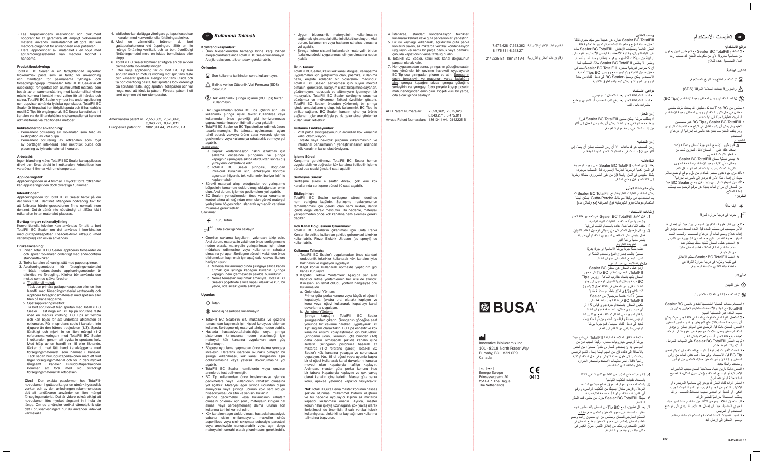- Läs förpackningens märkningar och dokument noggrant för att garantera att lämpligt biokeramiskt material används. Underlåtenhet att göra det kan medföra olägenhet för användaren eller patienten.
- Flera appliceringar av materialet i en följd med sprutinförningssystemet kan medföra trötthet i händerna.

**Produktbeskrivning:**
TotalFill BC Sealer är en färdigblandad injicerbar biokeramisk pasta som är färdig för användning och framtagen för permanenta fyllnings- och förseglingsingrepp i rotkanaler. TotalFill BC Sealer är ett oupplösligt, röntgentätt och aluminiumfritt material som består av en sammansättning med kalciumsilikat vilken måste komma i kontakt med vatten för att härdas och stelna. TotalFill BC Sealer krymper inte under applicering och uppvisar utmärkta fysiska egenskaper. TotalFill BC Sealer är förpackat i en förfylld spruta och tillhandahålls med BC Tips för engångsbruk. BC Sealer kan även sticka in i kanalen via de tillhandahållna spetsarna eller så kan den administreras via traditionella metoder.

**Indikationer för användning:**
- Permanent obturering av rotkanalen som följd av exstirpation av vital pulpa.
- Permanent obturering av rotkanalen som följd av borttagen infekterad eller nekrotisk pulpa och placering av fyllnadsmaterial i kanalen.

**Arbetstid:**
Ingen blandning krävs. TotalFill BC Sealer kan appliceras direkt och föras direkt in i rotkanalen. Arbetstiden kan vara över 4 timmar vid rumstemperatur.

**Appliceringstid:**
Appliceringstiden är 4 timmar. I mycket torra rotkanaler kan appliceringstiden dock överstiga 10 timmar.

**Interaktioner:**
Appliceringstiden för TotalFill BC Sealer beror på om det finns fukt i dentinet. Mängden nödvändig fukt för att fullborda härdningsreaktionen finns normalt inom dentinet. Det är därför inte nödvändigt att tillföra fukt i rotkanalen innan materialet placeras.

**Borttagning av rotkanalfyllning:**
Konventionella tekniker kan användas för att ta bort TotalFill BC Sealer om det används i kombination med guttaperkaspetsar. Piezoelektriskt ultraljud (med vattenspray) kan också användas.

**Bruksanvisning:**
1. Innan TotalFill BC Sealer appliceras förbereder du och spolar rotkanalen ordentligt med endodontiska standardtekniker.
2. Torka kanalen på vanligt sätt med papperspinnar.
3. Appliceringsmetoder för förseglingsmaterialet – båda appliceringsmetoder är effektiva vid försegling. Kliniker bör använda den metod som de själva föredrar.
   a. Traditionell metod:
   Täck den primära guttaperkaspetsen eller en liten handfil med förseglingsmaterial (extraoralt) och applicera förseglingsmaterialet med spetsen eller filen på kanalväggarna.
   b. Spetsappliceringsmetod:
   Ta bort sprutlocket från sprutan med TotalFill BC Sealer. Fäst noga en BC Tip på sprutans fäste med en medurs vridning. BC Tips är flexibla och kan böjas för att underlätta åtkomsten till rotkanalen. För in sprutans spets i kanalen, inte djupare än den främre tredjedelen (1/3). Sprutan får inte tryckas in eller bindas i rotkanalen. Med hjälp av en handfil nr 15 eller liknande, täcker du med lätt hand kanalväggarna med förseglingsmaterialet som hamnat i kanalen. Täck sedan huvudguttaperkakonen med ett tunt lager förseglingsmaterial och för in den mycket långsamt i kanalen. Huvudguttaperkakonen kommer att föra med sig tillräckligt förseglingsmaterial till rotspetsen.

**Obs!** Den exakta passformen hos TotalFill-huvudkonen i guttaperka ger en utmärkt hydraulisk verkan och av den anledningen rekommenderas det att tandläkaren använder en liten mängd förseglingsmaterial. Det är vidare också viktigt att huvudkonen förs mycket långsamt in i hela sin längd. Om du använder vertikal värmeteknik står det i bruksanvisningen hur du använder aktuell värmekälla.

4. Vid behov kan du lägga ytterligare guttaperkaspetsar i kanalen med konventionella förtätningstekniker.
5. Med en värmekälla bränner du bort guttaperkakonerna vid öppningen, tillför en liten mängd förtätning vertikalt, och tar bort överflödigt förtätningsmedel med en fuktad bomullstuss eller -topp.
6. TotalFill BC Sealer kommer att utgöra en del av den permanenta rotkanalfyllningen.
7. Efter varje applicering tar du bort BC Tip från sprutan med en moturs vridning mot sprutans fäste och kasserar spetsen. Rengör sprutans utsida och ta bort överflödig pasta, fäst sprutans lock ordentligt på sprutans fäste, lägg sprutan i foliepåsen och var noga med att försluta påsen. Förvara påsen i ett torrt utrymme vid rumstemperatur.

Amerikanska patent nr 7,553,362, 7,575,628, 8,343,271, 8,475,811
Europeiska patent nr 1861341 A4, 2142225 B1

# tr Kullanma Talimatı

**Kontrendikasyonları:**
- Ürün bileşenlerinden herhangi birine karşı bilinen alerjisi olan hastalarda TotalFill BC Sealer kullanmayın. Alerjik reaksiyon, tedavi gerektirebilir.

**Önlemler:**
- Son kullanma tarihinden sonra kullanmayın.
- Birlikte verilen Güvenlik Veri Formuna (SDS) başvurun.
- Tek kullanımlık şırınga uçlarını (BC Tips) tekrar kullanmayın.

- Her uygulamadan sonra BC Tips uçlarını atın. Tek kullanımlık şırınga uçları tekrar kullanılırsa veya yetersiz temizlenirse çapraz kontaminasyon ihtimali ortaya çıkabilir.
- TotalFill BC Sealer ve BC Tips sterilize edilmek üzere tasarlanmamıştır. Bu talimata uyulmaması, ürünü tahrif ederek ve/veya ürüne zarar vererek işlemde gecikmelere veya kullanıcıya rahatsızlık vermeye yol açabilir.

Temizleme:
a. Çapraz kontaminasyon riskini azaltmak için saklama öncesinde şırınganın ve şırınga kapağının (şırıngaya sıkıca oturduktan sonra) dış yüzeylerini dezenfekte edin.
b. TotalFill BC Sealer şırıngası, doğrudan intra-oral kullanım için, enfeksiyon kontrolü açısından hijyenik, tek kullanımlık bariyer kılıf ile kaplanmalıdır.

- Sürekli materyal akışı olduğundan ve yerleştirme bölgesinin tamamen doldurulmuş olduğundan emin olun. Aksi durum, işlemde gecikmelere yol açabilir.
- BC Sealer'ı yerleştirmeden önce varsa kanamanın kontrol altına alındığından emin olun çünkü materyal yerleştirme bölgesinden ıslanarak ayrılabilir ve tekrar muamele gerektirebilir.

Saklama:
- Kuru Tutun
- Oda sıcaklığında saklayın.

- Önerilen saklama koşullarını yakından takip edin. Aksi durum, materyalin vaktinden önce sertleşmesine neden olarak, materyalin yerleştirilmesi için tekrar müdahale edilmesine veya kullanıcının rahatsız olmasına yol açar. Sertleşme süresini vaktinden önce etkilemekten kaçınmak için aşağıdaki kılavuz ilkelere harfiyen uyun:
  a. Materyal kullanılmadığında şırıngayı sıkıca kapalı tutmak için şırınga kapağını kullanın. Şırınga kapağını nem içermeyecek şekilde bulundurun.
  b. Nemle temastan kaçınmak amacıyla, TotalFill BC Sealer'ı poşetinde sıkıca kapalı olarak ve kuru bir yerde, oda sıcaklığında saklayın.

**Uyarılar:**
- İritan
- Ambalaj hasarlıysa kullanmayın.

- TotalFill BC Sealer'ın cilt, mukozalar ve gözlerle temasından kaçınmak için kişisel koruyucu ekipman kullanın. Sertleşmemiş materyal tahrişe neden olabilir.
- Hastada hassasiyete/rahatsızlığa veya şırınga pistonunun kırılmasına neden olabileceği için materyali kök kanalına uygularken aşırı güç kullanmayın.
- Bölgeye uygulama yapmadan önce daima şırıngayı inceleyin. Herhangi bir işaretleri okunaklı olmayan bir şırınga kullanılması, kök kanalı bölgesinin aşırı doldurulmasına veya yetersiz doldurulmasına yol açabilir.
- TotalFill BC Sealer hamilelerde veya emziren annelerde test edilmemiştir.
- BC Tip kullanımdan önce incelenmezse işlemde gecikmelere veya kullanıcının rahatsız olmasına yol açabilir. Materyal eğer şırınga ucundan dışarı akmıyorsa veya şırınga ucundan uygun akış hissedilmiyorsa ucu atın ve yenisini kullanın.
- İşlemde gecikmelere veya kullanıcının rahatsız olmasını önlemek için (örn., materyalin kırılgan hal alması veya sertleşmemesi) daima ürünün son kullanma tarihini kontrol edin.
- Kök kanalının aşırı doldurulması, hastada hassasiyet, yabancı cisim enflamasyonu, maksiller sinüs aspergillozu veya sinir sıkışması sebebiyle parestezi veya anesteziyle sonuçlanabilir veya aşırı dolgu materyalinin cerrahi olarak çıkarılmasını gerektirebilir.
- Uygun biyoseramik materyalinin kullanılmasını sağlamak için ambalaj etiketini dikkatlice okuyun. Aksi durum, kullanıcının veya hastanın rahatsız olmasına yol açabilir.
- Şırınga iletme sistemi kullanılarak materyalin birden fazla kez sürekli uygulanması elin yorulmasına neden olabilir.

**Ürün Tanımı:**
TotalFill BC Sealer, kalıcı kök kanalı dolgusu ve kapatma uygulamaları için geliştirilmiş olan, premiks, kullanıma hazır, enjekte edilebilir bir bioseramik macundur. TotalFill BC Sealer, sertleşmesi için suyun mevcut olmasını gerektiren, kalsiyum silikat bileşimine dayanan, çözünmeyen, radyopak ve alüminyum içermeyen bir materyaldir. TotalFill BC Sealer sertleşme sırasında büzülmez ve mükemmel fiziksel özellikler gösterir. TotalFill BC Sealer, önceden yüklenmiş bir şırınga içinde ambalajlanmış olup, tek kullanımlık BC Tips ile birlikte sağlanır. BC Sealer, kanalın içine, ya ürünle sağlanan uçlar aracılığıyla ya da geleneksel yöntemler kullanılarak iletilebilir.

**Kullanım Endikasyonları:**
- Vital pulpa ekstirpasyonunun ardından kök kanalının kalıcı obstrüksiyonu.
- Enfekte veya nekrotik pulpanın çıkarılmasının ve intrakanal pansumanının yerleştirilmesinin ardından kök kanalının kalıcı obstrüksiyonu.

**İşleme Süresi:**
Karıştırma gerektirmez. TotalFill BC Sealer hemen uygulanabilir ve doğrudan kök kanalına iletilebilir. İşleme süresi oda sıcaklığında 4 saati aşabilir.

**Sertleşme Süresi:**
Sertleşme süresi 4 saattir. Ancak, çok kuru kök kanallarında sertleşme süresi 10 saati aşabilir.

**Etkileşimler:**
TotalFill BC Sealer sertleşme süresi dentinde nem varlığına bağlıdır. Sertleşme reaksiyonunun tamamlanması için gereken olan nem miktarı, dentin içinde doğal olarak mevcuttur. Bu nedenle, materyali yerleştirmeden önce kök kanalına nem eklemek gerekli değildir.

**Kök Kanal Dolgusunun Çıkarılması:**
TotalFill BC Sealer'ın çıkarılması için Güta Perka Konları ile birlikte kullanılırsa şekilde geleneksel teknikler kullanılabilir. Piezo Elektrik Ultrason (su spreyli) de kullanılabilir.

**Kullanma Talimatı:**
1. TotalFill BC Sealer'ı uygulamadan önce standart endodontik teknikler kullanarak kök kanalını iyice hazırlayın ve irigasyon uygulayın.
2. Kağıt konlar kullanarak normalde yaptığınız gibi kanalı kurulayın.
3. Kapatıcı İletme Yöntemleri: Aşağıda yer alan kapatıcı iletme yöntemlerinin her ikisi de etkindir. Klinisyen, en rahat olduğu yöntem hangisiyse onu kullanmalıdır.
   a. Geleneksel Yöntem:
   Primer güta perka konunu veya küçük el eğesini kapatıcıyla (ekstra oral olarak) kaplayın ve konu veya eğeyi kullanarak kapatıcıyı kanal duvarlarına uygulayın.
   b. Uç İletme Yöntemi:
   Şırınga kapağını TotalFill BC Sealer şırıngasından çıkarın. Şırınganın göbeğine saat yönünde bir çevirme hareketi uygulayarak BC Tip'i sağlam olarak takın. BC Tips esnektir ve kök kanalına erişimi kolaylaştırmak için bükülebilir. Şırınganın ucunu kuronun üçte birinden (1/3) daha derin olmayacak şekilde kanalın içine iletin. Şırınganın pistonuna basarak az miktarda (1-2 referans işaretli) TotalFill BC Sealer'ı kök kanalına yavaşça ve sorunsuzca uygulayın. No. 15 el eğesi veya uyumlu başka bir el eğesi kullanarak kanal duvarlarını kanalda mevcut olan kapatıcıyla hafifçe kaplayın. Ardından, master güta perka konunu ince bir tabaka kapatıcıyla kaplayın ve çok yavaş olarak kanalın içine iletin. Master güta perka konu, apekse yeterince kapatıcı taşıyacaktır.

**Not**: TotalFill Güta Perka master konunun hassas şekilde oturması mükemmel hidrolik oluşturur ve bu nedenle uygulayıcı küçük bir miktarda kapatıcı kullanması önerilir. Ayrıca, master konun nihai işleyiş uzunluğuna çok yavaş olarak ilerletilmesi de önemlidir. Sıcak vertikal teknik kullanılıyorsa elektrikli ısı kaynağınızın kullanma talimatına başvurun.

4. İstenilirse, standart kondenzasyon teknikleri kullanarak kanala ilave güta perka konları yerleştirin.
5. Bir ısı kaynağı kullanarak, açıklıktaki güta perka konlarını yakın, az miktarda vertikal kondenzasyon uygulayın ve nemli bir parça pamuk veya pamuklu çubukla kapatıcının varsa fazlalığını alın.
6. TotalFill BC Sealer, kalıcı kök kanal dolgusunun parçası olarak kalır.
7. Her uygulamadan sonra, şırınganın göbeğine saatin ters yönünde bir çevirme hareketi uygulayarak BC Tip ucu şırıngadan çıkarın ve atın. Şırınganın dışını temizleyin ve macunun varsa fazlalığını alın, şırınga kapağını sıkıca şırınga göbeğine yerleştirin ve şırıngayı folyo poşete koyup poşetin mühürlendiğinden emin olun. Poşeti kuru bir yerde, oda sıcaklığında saklayın.

ABD Patent Numaraları: 7,553,362, 7,575,628, 8,343,271, 8,475,811
Avrupa Patent Numaraları: 1861341 A4, 2142225 B1

BUSA

Innovative BioCeramix Inc.
101 - 8218 North Fraser Way
Burnaby, BC V3N 0E9
Canada

EC REP
Emergo Europe
Prinsessegracht 20
2514 AP The Hague
The Netherlands

CE 0413

أرقام براءات الاختراع الأمريكية 7,553,362، 7,575,628، 8,343,271، 8,475,811

أرقام براءات الاختراع الأوروبية 1861341 A4، 2142225 B1

# ar تعليمات الاستخدام

**موانع الاستعمال:**
- لا تستخدم TotalFill BC Sealer مع المرضى الذين يعانون من حساسية معروفة لأي من مكونات المنتج. قد تتطلب ردة الفعل التحسسية إعادة العلاج.

**التدابير الوقائية:**
- لا تستخدم المنتج بعد تاريخ الصلاحية.
- راجع ورقة بيانات السلامة المرفقة (SDS).
- لا تعد استخدام رؤوس المحقن وحيدة الاستخدام (BC Tips).

- تخلص من BC Tips بعد كل تطبيق. قد يحدث تلوث خلطي محتمل في حال تكرار استخدام رؤوس المحقن وحيدة الاستخدام أو لم يتم تنظيفها جيدا قبل الاستخدام.
- TotalFill BC Sealer و BC Tips غير مصممين للتعقيم. يمكن أن يشوه الفشل في اتباع هذه التعليمات الرؤوس و/أو يتلف المنتج مما ينتج عنه تأخيرات إجرائية أو انزعاج المستخدم.

التنظيف:
a. قم بتطهير الأسطح الخارجية للمحقن وغطائه (بعد إحكام غلقه على المحقن) قبل التخزين للحد من مخاطر التلوث الخلطي.
b. ينبغي تغطية محقن TotalFill BC Sealer بغلاف حاجز صحي يستخدم لمرة واحدة لضبط العدوى عند الاستخدام المباشر داخل الفم.

- تأكد من وجود تدفق مستمر للمادة، ومن ملء موقع الوضع تماماً. حيث أن إهمال هذا الأمر قد يؤدي إلى تأخيرات إجرائية.
- تأكد من السيطرة على أي نزيف قبل وضع BC Sealer حيث من الممكن أن تنزاح المادة بعيدا عن موقع الوضع مما يتطلب إعادة العلاج.

التخزين:
- أبقه جافا
- خزنه في درجة حرارة الغرفة.

- اتبع بدقة ظروف التخزين الموصى بها، حيث أن إهمال هذا الأمر سيتسبب في تصلب المادة قبل الموعد المحدد مما يؤدي إلى إعادة علاج وضع المادة أو انزعاج المستخدم. ولتجنب الحث المبكر لعملية التصلب، اتبع هذه المبادئ التوجيهية عن كثب:
  a. استخدم غطاء المحقن لتغطيته بإحكام عند عدم استخدام المادة. حافظ على غطاء المحقن خاليا من الرطوبة.
  b. احفظ TotalFill BC Sealer محكم الإغلاق في كيسه وخزنه في درجة حرارة الغرفة في منطقة جافة لتفادي ملامسة الرطوبة.

**تحذيرات:**
- مثير للتهيج
- لا تستخدمه إذا كان الغلاف متضررا.

- استخدم معدات الحماية الشخصية لتفادي تلامس TotalFill BC Sealer مع الجلد والأغشية المخاطية والعينين. يمكن أن تسبب المادة غير المتصلبة التهيج.
- لا تستخدم القوة المفرطة عند وضع المادة في قناة الجذر حيث يمكن أن يسبب هذا حساسية/انزعاج المريض أو انكسار مكبس المحقن.
- افحص المحقن دائما قبل الوضع في الموقع. يمكن أن يؤدي استخدام محقن يحمل علامات مرجعية غير مقروءة إلى فرط تعبئة موقع قناة الجذر أو عدم تعبئته بشكل كاف.
- لم يتم اختبار TotalFill BC Sealer على السيدات الحوامل أو الأمهات المرضعات.
- قد تحدث تأخيرات إجرائية أو انزعاج للمستخدم إن لم يتم فحص BC Tip قبل الاستخدام. وفي حال عدم تدفق المادة من رأس المحقن أو إذا كان رأس المحقن مسدودا، فتخلص من الرأس واستخدم واحدا جديدا.
- افحص دائما تاريخ انتهاء صلاحية المنتج لتجنب التأخيرات الإجرائية أو انزعاج المستخدم (على سبيل المثال، قد تصبح المادة هشة أو لن تتصلب).
- التعبئة الزائدة في قناة الجذر قد تؤدي إلى حساسية المريض، أو الالتهاب الناجم عن الجسم الغريب، أو داء رشاشيات الجيب الفكي، أو التنميل أو الخدر بسبب انضغاط العصب، أو قد يتطلب استئصالا جراحيا للمادة المعبأة الزائدة.
- اقرأ ملصق الغلاف بحرص للتأكد من استخدام مادة السيراميك الحيوي المناسبة. حيث أن إهمال هذا الأمر قد يؤدي إلى انزعاج المستخدم أو المريض.
- قد تسبب تطبيقات المادة المتعددة والمستمرة باستخدام نظام توصيل المحقن إرهاق اليد.

**وصف المنتج:**
TotalFill BC Sealer عبارة عن عجينة سيراميك حيوي قابلة للحقن سابقة المزج وجاهزة للاستخدام تم تطويرها لعمليات قناة الجذر الدائمة وتطبيقات الإغلاق. TotalFill BC Sealer مادة غير قابلة للذوبان، وظليلة للأشعة، وخالية من الألومنيوم، تقوم على تركيبة من سيليكات الكالسيوم، وهي ما يتطلب وجود الماء لتتصلب وتتقسى. لا يتقلص TotalFill BC Sealer خلال الضبط كما أن له خواص فيزيائية ممتازة. يتم تعبئة TotalFill BC Sealer في محقن مسبق التعبئة ويتم توفيره مع رؤوس BC Tips أحادية الاستخدام. يمكن توصيل BC Sealer إلى داخل القناة من خلال الرؤوس المزودة أو يمكن توصيله بالطرق التقليدية.

**دواعي الاستخدام:**
- السد الدائم لقناة الجذر بعد استئصال لب حيوي.
- السد الدائم لقناة الجذر بعد رفع اللب المصاب أو المتنخر ووضع حشوات داخل القناة.

**زمن العمل:**
لا يتطلب مزجا. يمكن تطبيق TotalFill BC Sealer فورا وتوصيله مباشرة في جذر القناة. يمكن أن يمتد زمن العمل إلى أكثر من 4 ساعات في درجة حرارة الغرفة.

**زمن التصلب:**
زمن التصلب هو 4 ساعات. إلا أن زمن التصلب يمكن أن يصل إلى أكثر من 10 ساعات في حالة قنوات الجذر شديدة الجفاف.

**التفاعلات:**
يعتمد زمن تصلب TotalFill BC Sealer على وجود الرطوبة في العاج. كمية الرطوبة اللازمة لاكتمال تفاعل التصلب موجودة بشكل طبيعي في العاج. ولهذا فإن من غير الضروري إضافة رطوبة إلى قناة الجذر قبل وضع المادة.

**رفع حشوة قناة الجذر:**
يمكن استخدام التقنيات التقليدية لرفع TotalFill BC Sealer كما يتم استخدامها في توليفة مع نقاط Gutta-Percha. يمكن أيضا استخدام موجات بيزو الكهربائية فوق الصوتية (مع رشاش ماء).

**إرشادات الاستخدام:**
1. قبل تطبيق TotalFill BC Sealer، قم بتحضير قناة الجذر وترطيبها جيدا مستخدما التقنيات اللبية القياسية.
2. جفف القناة كما تفعل عادة باستخدام النقاط الورقية.
3. وسائل توصيل الختم: كل من وسيلتي توصيل الختم التاليتين فعال. ينبغي على المختص السريري استخدام أي طريقة يشعر معها براحة أكبر.
   a. الطريقة التقليدية:
   غلف نقطة جوتا بيرشا الأساسية أو مبردا يدويا صغيرا بالختم (خارج الفم) واستخدم النقطة أو المبرد لوضع الختم على جدران القناة.
   b. طريقة التوصيل عبر الرأس:
   ارفع غطاء المحقن عن محقن TotalFill BC Sealer. أوصل بإحكام BC Tip إلى محور المحقن بلفها باتجاه عقارب الساعة. رؤوس BC Tips مرنة ويمكن ثنيها لتسهيل الوصول إلى جذر القناة. أدخل رأس المحقن في القناة لعمق لا يتجاوز ثلث التاج (1/3). اضغط بخفة وسلاسة مقدارا صغيرا (1-2 علامة مرجعية) من TotalFill BC Sealer في قناة الجذر بالضغط على مكبس المحقن. باستخدام مبرد يدوي رقم 15 أو أي مبرد يدوي مماثل، غلف بخفة جدران القناة بالختم الموجود في القناة. ثم غلف قمع جوتا بيرشا الرئيسي بطبقة رقيقة من الختم وأدخله إلى القناة ببطء شديد. إن قمع جوتا بيرشا الرئيسي سيحمل ختما كافيا إلى الطرف الرئيسي.

ملاحظة: تحقق الملاءمة الدقيقة لأقماع TotalFill جوتا بيرشا الرئيسية هيدروليكية ممتازة، ولهذا السبب فإن من الموصى به أن يستخدم الممارس مقدارا صغيرا من الختم. بالإضافة إلى ذلك، فإن من المهم أيضا إدخال القمع الرئيسي ببطء شديد إلى طول عمله النهائي. وفي حال استخدام تقنية رأسية دافئة، انظر تعليمات الاستخدام لمصدر الحرارة العامل بالطاقة الذي تستخدمه.

4. إذا رغبت، ضع المزيد من نقاط جوتا بيرشا في القناة باستخدام تقنيات التكثيف القياسية.
5. باستخدام مصدر حرارة، احرق أقماع جوتا بيرشا عند الفوهة، وطبق مقدارا بسيطا من التكثيف الرأسي، وأزل أي ختم زائد باستخدام كرة أو مسحة قطنية مبللة.
6. سيظل TotalFill BC Sealer جزءا من حشوة قناة الجذر الدائمة.
7. بعد كل تطبيق، ارفع BC Tip من المحقن بلفه عكس اتجاه عقارب الساعة على محور المحقن وتخلص منه. نظف السطح الخارجي للمحقن وتخلص من أي معجون زائد، وضع غطاء المحقن بإحكام على محور المحقن، وضع المحقن في الكيس المعدني وتأكد من إغلاق الكيس. خزن الكيس في مكان جاف بدرجة حرارة الغرفة.